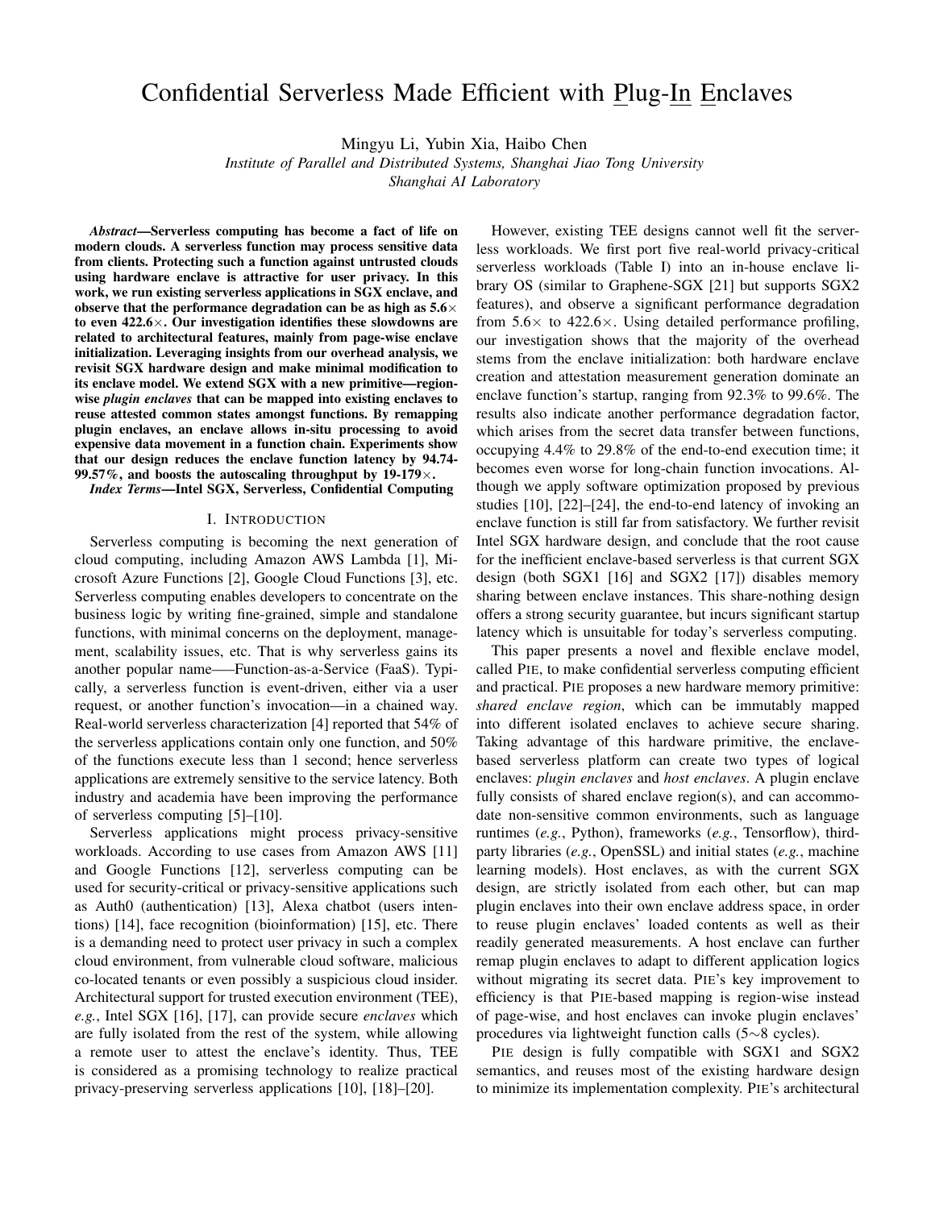# Confidential Serverless Made Efficient with Plug-In Enclaves

Mingyu Li, Yubin Xia, Haibo Chen

*Institute of Parallel and Distributed Systems, Shanghai Jiao Tong University*
*Shanghai AI Laboratory*

***Abstract*—Serverless computing has become a fact of life on modern clouds. A serverless function may process sensitive data from clients. Protecting such a function against untrusted clouds using hardware enclave is attractive for user privacy. In this work, we run existing serverless applications in SGX enclave, and observe that the performance degradation can be as high as 5.6× to even 422.6×. Our investigation identifies these slowdowns are related to architectural features, mainly from page-wise enclave initialization. Leveraging insights from our overhead analysis, we revisit SGX hardware design and make minimal modification to its enclave model. We extend SGX with a new primitive—region-wise *plugin enclaves* that can be mapped into existing enclaves to reuse attested common states amongst functions. By remapping plugin enclaves, an enclave allows in-situ processing to avoid expensive data movement in a function chain. Experiments show that our design reduces the enclave function latency by 94.74-99.57%, and boosts the autoscaling throughput by 19-179×.**

***Index Terms*—Intel SGX, Serverless, Confidential Computing**

## I. Introduction

Serverless computing is becoming the next generation of cloud computing, including Amazon AWS Lambda [1], Microsoft Azure Functions [2], Google Cloud Functions [3], etc. Serverless computing enables developers to concentrate on the business logic by writing fine-grained, simple and standalone functions, with minimal concerns on the deployment, management, scalability issues, etc. That is why serverless gains its another popular name——Function-as-a-Service (FaaS). Typically, a serverless function is event-driven, either via a user request, or another function's invocation—in a chained way. Real-world serverless characterization [4] reported that 54% of the serverless applications contain only one function, and 50% of the functions execute less than 1 second; hence serverless applications are extremely sensitive to the service latency. Both industry and academia have been improving the performance of serverless computing [5]–[10].

Serverless applications might process privacy-sensitive workloads. According to use cases from Amazon AWS [11] and Google Functions [12], serverless computing can be used for security-critical or privacy-sensitive applications such as Auth0 (authentication) [13], Alexa chatbot (users intentions) [14], face recognition (bioinformation) [15], etc. There is a demanding need to protect user privacy in such a complex cloud environment, from vulnerable cloud software, malicious co-located tenants or even possibly a suspicious cloud insider. Architectural support for trusted execution environment (TEE), *e.g.*, Intel SGX [16], [17], can provide secure *enclaves* which are fully isolated from the rest of the system, while allowing a remote user to attest the enclave's identity. Thus, TEE is considered as a promising technology to realize practical privacy-preserving serverless applications [10], [18]–[20].

However, existing TEE designs cannot well fit the serverless workloads. We first port five real-world privacy-critical serverless workloads (Table I) into an in-house enclave library OS (similar to Graphene-SGX [21] but supports SGX2 features), and observe a significant performance degradation from 5.6× to 422.6×. Using detailed performance profiling, our investigation shows that the majority of the overhead stems from the enclave initialization: both hardware enclave creation and attestation measurement generation dominate an enclave function's startup, ranging from 92.3% to 99.6%. The results also indicate another performance degradation factor, which arises from the secret data transfer between functions, occupying 4.4% to 29.8% of the end-to-end execution time; it becomes even worse for long-chain function invocations. Although we apply software optimization proposed by previous studies [10], [22]–[24], the end-to-end latency of invoking an enclave function is still far from satisfactory. We further revisit Intel SGX hardware design, and conclude that the root cause for the inefficient enclave-based serverless is that current SGX design (both SGX1 [16] and SGX2 [17]) disables memory sharing between enclave instances. This share-nothing design offers a strong security guarantee, but incurs significant startup latency which is unsuitable for today's serverless computing.

This paper presents a novel and flexible enclave model, called PIE, to make confidential serverless computing efficient and practical. PIE proposes a new hardware memory primitive: *shared enclave region*, which can be immutably mapped into different isolated enclaves to achieve secure sharing. Taking advantage of this hardware primitive, the enclave-based serverless platform can create two types of logical enclaves: *plugin enclaves* and *host enclaves*. A plugin enclave fully consists of shared enclave region(s), and can accommodate non-sensitive common environments, such as language runtimes (*e.g.*, Python), frameworks (*e.g.*, Tensorflow), third-party libraries (*e.g.*, OpenSSL) and initial states (*e.g.*, machine learning models). Host enclaves, as with the current SGX design, are strictly isolated from each other, but can map plugin enclaves into their own enclave address space, in order to reuse plugin enclaves' loaded contents as well as their readily generated measurements. A host enclave can further remap plugin enclaves to adapt to different application logics without migrating its secret data. PIE's key improvement to efficiency is that PIE-based mapping is region-wise instead of page-wise, and host enclaves can invoke plugin enclaves' procedures via lightweight function calls (5∼8 cycles).

PIE design is fully compatible with SGX1 and SGX2 semantics, and reuses most of the existing hardware design to minimize its implementation complexity. PIE's architectural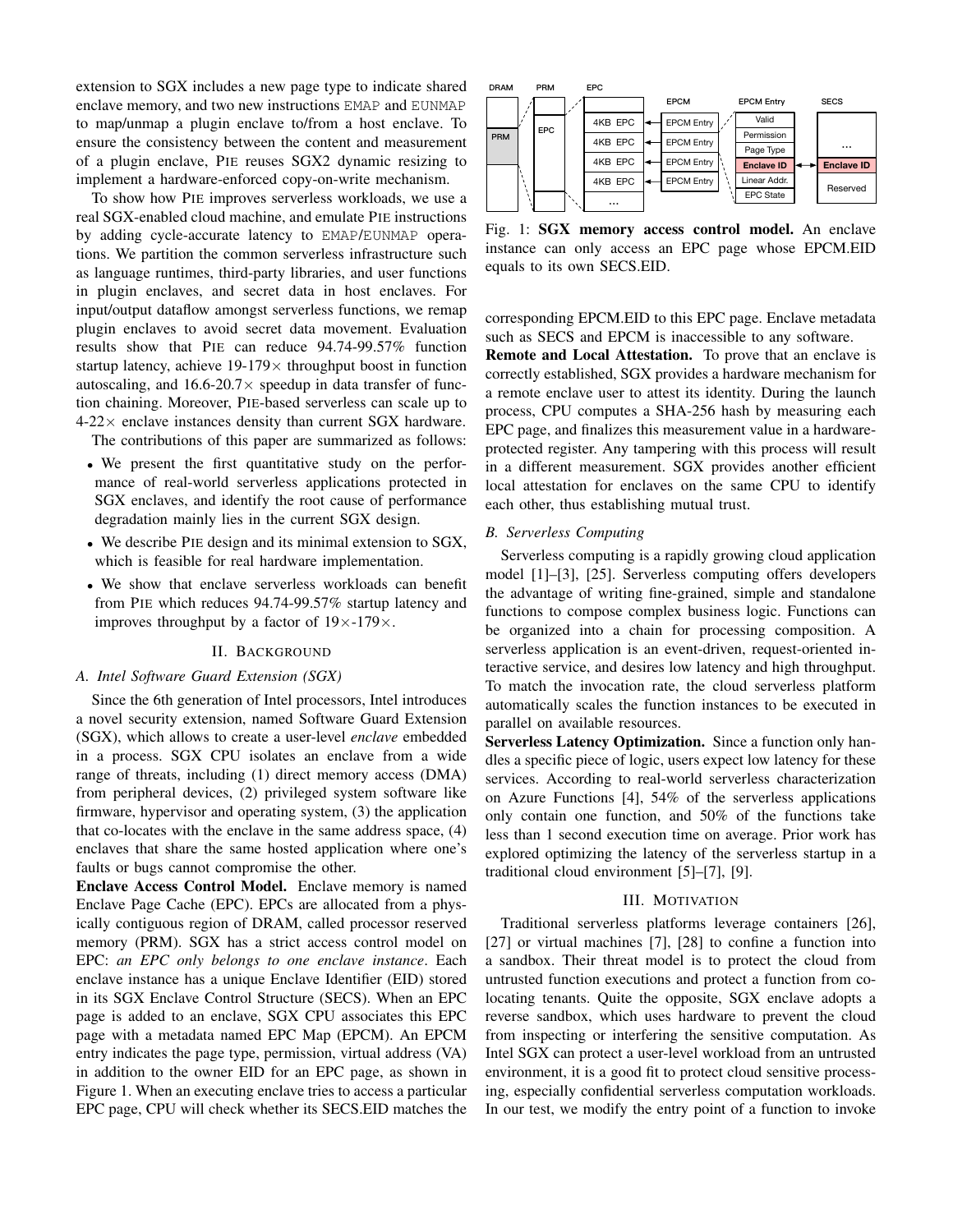extension to SGX includes a new page type to indicate shared enclave memory, and two new instructions EMAP and EUNMAP to map/unmap a plugin enclave to/from a host enclave. To ensure the consistency between the content and measurement of a plugin enclave, PIE reuses SGX2 dynamic resizing to implement a hardware-enforced copy-on-write mechanism.

To show how PIE improves serverless workloads, we use a real SGX-enabled cloud machine, and emulate PIE instructions by adding cycle-accurate latency to EMAP/EUNMAP operations. We partition the common serverless infrastructure such as language runtimes, third-party libraries, and user functions in plugin enclaves, and secret data in host enclaves. For input/output dataflow amongst serverless functions, we remap plugin enclaves to avoid secret data movement. Evaluation results show that PIE can reduce 94.74-99.57% function startup latency, achieve 19-179× throughput boost in function autoscaling, and 16.6-20.7× speedup in data transfer of function chaining. Moreover, PIE-based serverless can scale up to 4-22× enclave instances density than current SGX hardware.

The contributions of this paper are summarized as follows:

- We present the first quantitative study on the performance of real-world serverless applications protected in SGX enclaves, and identify the root cause of performance degradation mainly lies in the current SGX design.
- We describe PIE design and its minimal extension to SGX, which is feasible for real hardware implementation.
- We show that enclave serverless workloads can benefit from PIE which reduces 94.74-99.57% startup latency and improves throughput by a factor of 19×-179×.

## II. Background

### A. Intel Software Guard Extension (SGX)

Since the 6th generation of Intel processors, Intel introduces a novel security extension, named Software Guard Extension (SGX), which allows to create a user-level *enclave* embedded in a process. SGX CPU isolates an enclave from a wide range of threats, including (1) direct memory access (DMA) from peripheral devices, (2) privileged system software like firmware, hypervisor and operating system, (3) the application that co-locates with the enclave in the same address space, (4) enclaves that share the same hosted application where one's faults or bugs cannot compromise the other.

**Enclave Access Control Model.** Enclave memory is named Enclave Page Cache (EPC). EPCs are allocated from a physically contiguous region of DRAM, called processor reserved memory (PRM). SGX has a strict access control model on EPC: *an EPC only belongs to one enclave instance*. Each enclave instance has a unique Enclave Identifier (EID) stored in its SGX Enclave Control Structure (SECS). When an EPC page is added to an enclave, SGX CPU associates this EPC page with a metadata named EPC Map (EPCM). An EPCM entry indicates the page type, permission, virtual address (VA) in addition to the owner EID for an EPC page, as shown in Figure 1. When an executing enclave tries to access a particular EPC page, CPU will check whether its SECS.EID matches the corresponding EPCM.EID to this EPC page. Enclave metadata such as SECS and EPCM is inaccessible to any software.

Fig. 1: **SGX memory access control model.** An enclave instance can only access an EPC page whose EPCM.EID equals to its own SECS.EID.

**Remote and Local Attestation.** To prove that an enclave is correctly established, SGX provides a hardware mechanism for a remote enclave user to attest its identity. During the launch process, CPU computes a SHA-256 hash by measuring each EPC page, and finalizes this measurement value in a hardware-protected register. Any tampering with this process will result in a different measurement. SGX provides another efficient local attestation for enclaves on the same CPU to identify each other, thus establishing mutual trust.

### B. Serverless Computing

Serverless computing is a rapidly growing cloud application model [1]–[3], [25]. Serverless computing offers developers the advantage of writing fine-grained, simple and standalone functions to compose complex business logic. Functions can be organized into a chain for processing composition. A serverless application is an event-driven, request-oriented interactive service, and desires low latency and high throughput. To match the invocation rate, the cloud serverless platform automatically scales the function instances to be executed in parallel on available resources.

**Serverless Latency Optimization.** Since a function only handles a specific piece of logic, users expect low latency for these services. According to real-world serverless characterization on Azure Functions [4], 54% of the serverless applications only contain one function, and 50% of the functions take less than 1 second execution time on average. Prior work has explored optimizing the latency of the serverless startup in a traditional cloud environment [5]–[7], [9].

## III. Motivation

Traditional serverless platforms leverage containers [26], [27] or virtual machines [7], [28] to confine a function into a sandbox. Their threat model is to protect the cloud from untrusted function executions and protect a function from co-locating tenants. Quite the opposite, SGX enclave adopts a reverse sandbox, which uses hardware to prevent the cloud from inspecting or interfering the sensitive computation. As Intel SGX can protect a user-level workload from an untrusted environment, it is a good fit to protect cloud sensitive processing, especially confidential serverless computation workloads. In our test, we modify the entry point of a function to invoke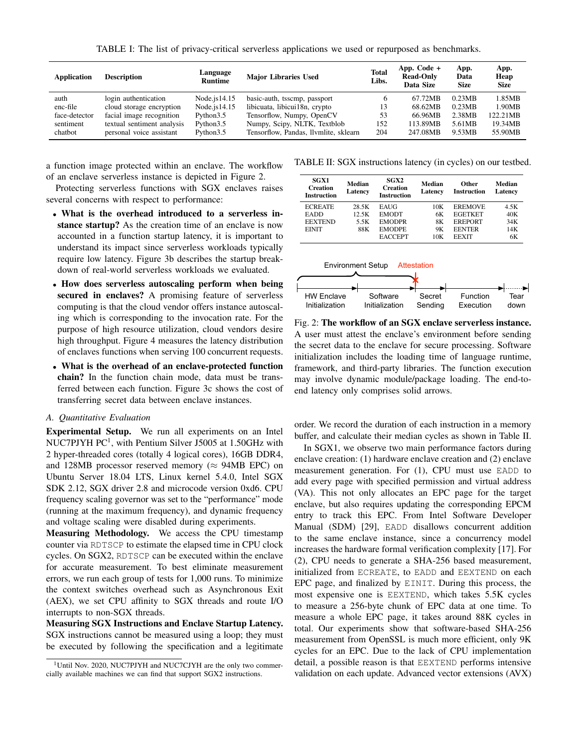TABLE I: The list of privacy-critical serverless applications we used or repurposed as benchmarks.

| Application | Description | Language Runtime | Major Libraries Used | Total Libs. | App. Code + Read-Only Data Size | App. Data Size | App. Heap Size |
|---|---|---|---|---|---|---|---|
| auth | login authentication | Node.js14.15 | basic-auth, tsscmp, passport | 6 | 67.72MB | 0.23MB | 1.85MB |
| enc-file | cloud storage encryption | Node.js14.15 | libicuata, libicui18n, crypto | 13 | 68.62MB | 0.23MB | 1.90MB |
| face-detector | facial image recognition | Python3.5 | Tensorflow, Numpy, OpenCV | 53 | 66.96MB | 2.38MB | 122.21MB |
| sentiment | textual sentiment analysis | Python3.5 | Numpy, Scipy, NLTK, Textblob | 152 | 113.89MB | 5.61MB | 19.34MB |
| chatbot | personal voice assistant | Python3.5 | Tensorflow, Pandas, llvmlite, sklearn | 204 | 247.08MB | 9.53MB | 55.90MB |

a function image protected within an enclave. The workflow of an enclave serverless instance is depicted in Figure 2.

Protecting serverless functions with SGX enclaves raises several concerns with respect to performance:

- **What is the overhead introduced to a serverless instance startup?** As the creation time of an enclave is now accounted in a function startup latency, it is important to understand its impact since serverless workloads typically require low latency. Figure 3b describes the startup breakdown of real-world serverless workloads we evaluated.
- **How does serverless autoscaling perform when being secured in enclaves?** A promising feature of serverless computing is that the cloud vendor offers instance autoscaling which is corresponding to the invocation rate. For the purpose of high resource utilization, cloud vendors desire high throughput. Figure 4 measures the latency distribution of enclaves functions when serving 100 concurrent requests.
- **What is the overhead of an enclave-protected function chain?** In the function chain mode, data must be transferred between each function. Figure 3c shows the cost of transferring secret data between enclave instances.

### A. Quantitative Evaluation

**Experimental Setup.** We run all experiments on an Intel NUC7PJYH PC[1], with Pentium Silver J5005 at 1.50GHz with 2 hyper-threaded cores (totally 4 logical cores), 16GB DDR4, and 128MB processor reserved memory (≈ 94MB EPC) on Ubuntu Server 18.04 LTS, Linux kernel 5.4.0, Intel SGX SDK 2.12, SGX driver 2.8 and microcode version 0xd6. CPU frequency scaling governor was set to the "performance" mode (running at the maximum frequency), and dynamic frequency and voltage scaling were disabled during experiments.

**Measuring Methodology.** We access the CPU timestamp counter via RDTSCP to estimate the elapsed time in CPU clock cycles. On SGX2, RDTSCP can be executed within the enclave for accurate measurement. To best eliminate measurement errors, we run each group of tests for 1,000 runs. To minimize the context switches overhead such as Asynchronous Exit (AEX), we set CPU affinity to SGX threads and route I/O interrupts to non-SGX threads.

**Measuring SGX Instructions and Enclave Startup Latency.** SGX instructions cannot be measured using a loop; they must be executed by following the specification and a legitimate order. We record the duration of each instruction in a memory buffer, and calculate their median cycles as shown in Table II.

[1] Until Nov. 2020, NUC7PJYH and NUC7CJYH are the only two commercially available machines we can find that support SGX2 instructions.

TABLE II: SGX instructions latency (in cycles) on our testbed.

| SGX1 Creation Instruction | Median Latency | SGX2 Creation Instruction | Median Latency | Other Instruction | Median Latency |
|---|---|---|---|---|---|
| ECREATE | 28.5K | EAUG | 10K | EREMOVE | 4.5K |
| EADD | 12.5K | EMODT | 6K | EGETKET | 40K |
| EEXTEND | 5.5K | EMODPR | 8K | EREPORT | 34K |
| EINIT | 88K | EMODPE | 9K | EENTER | 14K |
| | | EACCEPT | 10K | EEXIT | 6K |

Environment Setup — Attestation

HW Enclave Initialization → Software Initialization → Secret Sending → Function Execution → Tear down

Fig. 2: **The workflow of an SGX enclave serverless instance.** A user must attest the enclave's environment before sending the secret data to the enclave for secure processing. Software initialization includes the loading time of language runtime, framework, and third-party libraries. The function execution may involve dynamic module/package loading. The end-to-end latency only comprises solid arrows.

In SGX1, we observe two main performance factors during enclave creation: (1) hardware enclave creation and (2) enclave measurement generation. For (1), CPU must use EADD to add every page with specified permission and virtual address (VA). This not only allocates an EPC page for the target enclave, but also requires updating the corresponding EPCM entry to track this EPC. From Intel Software Developer Manual (SDM) [29], EADD disallows concurrent addition to the same enclave instance, since a concurrency model increases the hardware formal verification complexity [17]. For (2), CPU needs to generate a SHA-256 based measurement, initialized from ECREATE, to EADD and EEXTEND on each EPC page, and finalized by EINIT. During this process, the most expensive one is EEXTEND, which takes 5.5K cycles to measure a 256-byte chunk of EPC data at one time. To measure a whole EPC page, it takes around 88K cycles in total. Our experiments show that software-based SHA-256 measurement from OpenSSL is much more efficient, only 9K cycles for an EPC. Due to the lack of CPU implementation detail, a possible reason is that EEXTEND performs intensive validation on each update. Advanced vector extensions (AVX)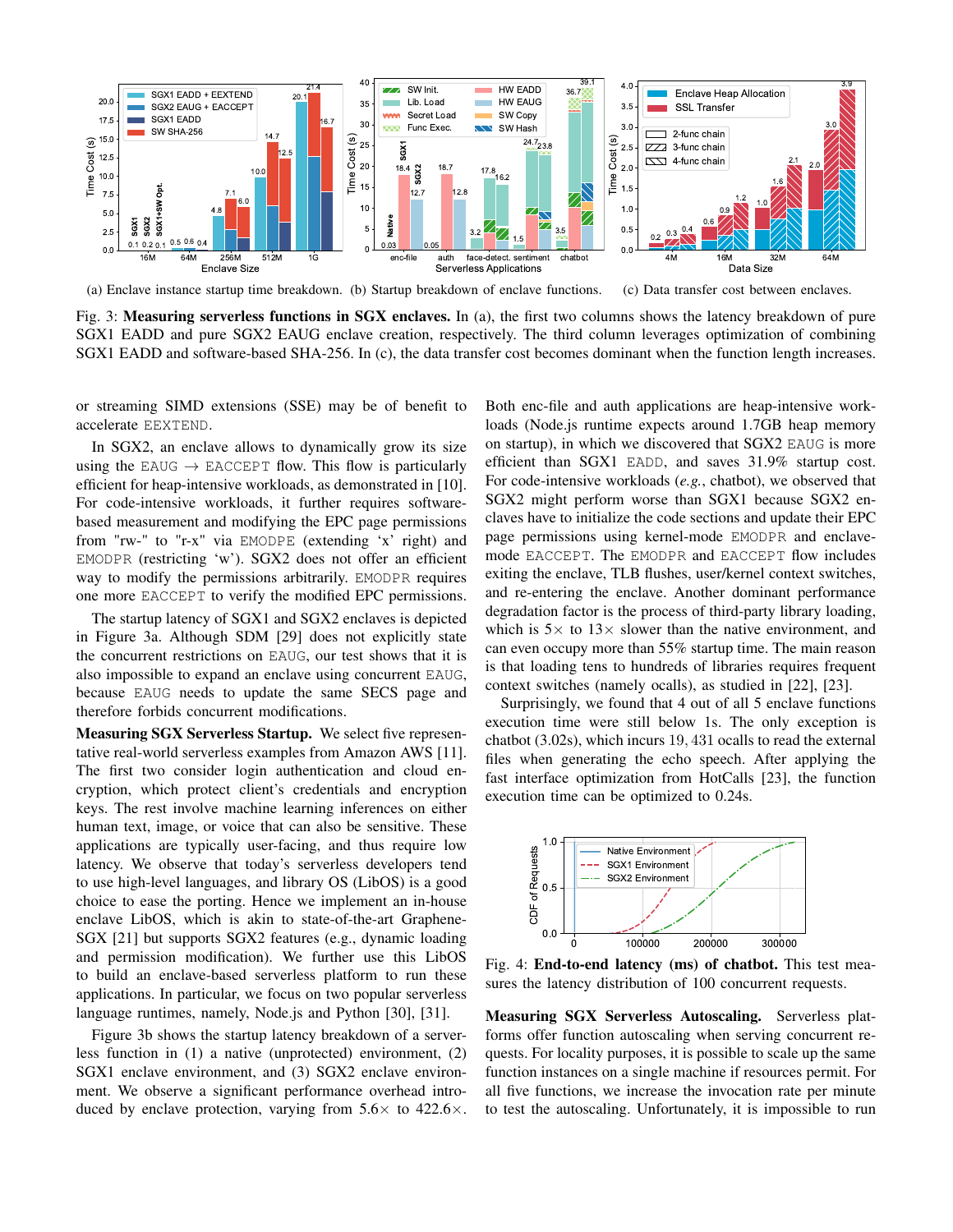(a) Enclave instance startup time breakdown. (b) Startup breakdown of enclave functions. (c) Data transfer cost between enclaves.

Fig. 3: **Measuring serverless functions in SGX enclaves.** In (a), the first two columns shows the latency breakdown of pure SGX1 EADD and pure SGX2 EAUG enclave creation, respectively. The third column leverages optimization of combining SGX1 EADD and software-based SHA-256. In (c), the data transfer cost becomes dominant when the function length increases.

or streaming SIMD extensions (SSE) may be of benefit to accelerate EEXTEND.

In SGX2, an enclave allows to dynamically grow its size using the EAUG → EACCEPT flow. This flow is particularly efficient for heap-intensive workloads, as demonstrated in [10]. For code-intensive workloads, it further requires software-based measurement and modifying the EPC page permissions from "rw-" to "r-x" via EMODPE (extending 'x' right) and EMODPR (restricting 'w'). SGX2 does not offer an efficient way to modify the permissions arbitrarily. EMODPR requires one more EACCEPT to verify the modified EPC permissions.

The startup latency of SGX1 and SGX2 enclaves is depicted in Figure 3a. Although SDM [29] does not explicitly state the concurrent restrictions on EAUG, our test shows that it is also impossible to expand an enclave using concurrent EAUG, because EAUG needs to update the same SECS page and therefore forbids concurrent modifications.

**Measuring SGX Serverless Startup.** We select five representative real-world serverless examples from Amazon AWS [11]. The first two consider login authentication and cloud encryption, which protect client's credentials and encryption keys. The rest involve machine learning inferences on either human text, image, or voice that can also be sensitive. These applications are typically user-facing, and thus require low latency. We observe that today's serverless developers tend to use high-level languages, and library OS (LibOS) is a good choice to ease the porting. Hence we implement an in-house enclave LibOS, which is akin to state-of-the-art Graphene-SGX [21] but supports SGX2 features (e.g., dynamic loading and permission modification). We further use this LibOS to build an enclave-based serverless platform to run these applications. In particular, we focus on two popular serverless language runtimes, namely, Node.js and Python [30], [31].

Figure 3b shows the startup latency breakdown of a serverless function in (1) a native (unprotected) environment, (2) SGX1 enclave environment, and (3) SGX2 enclave environment. We observe a significant performance overhead introduced by enclave protection, varying from 5.6× to 422.6×. Both enc-file and auth applications are heap-intensive workloads (Node.js runtime expects around 1.7GB heap memory on startup), in which we discovered that SGX2 EAUG is more efficient than SGX1 EADD, and saves 31.9% startup cost. For code-intensive workloads (*e.g.*, chatbot), we observed that SGX2 might perform worse than SGX1 because SGX2 enclaves have to initialize the code sections and update their EPC page permissions using kernel-mode EMODPR and enclave-mode EACCEPT. The EMODPR and EACCEPT flow includes exiting the enclave, TLB flushes, user/kernel context switches, and re-entering the enclave. Another dominant performance degradation factor is the process of third-party library loading, which is 5× to 13× slower than the native environment, and can even occupy more than 55% startup time. The main reason is that loading tens to hundreds of libraries requires frequent context switches (namely ocalls), as studied in [22], [23].

Surprisingly, we found that 4 out of all 5 enclave functions execution time were still below 1s. The only exception is chatbot (3.02s), which incurs 19,431 ocalls to read the external files when generating the echo speech. After applying the fast interface optimization from HotCalls [23], the function execution time can be optimized to 0.24s.

Fig. 4: **End-to-end latency (ms) of chatbot.** This test measures the latency distribution of 100 concurrent requests.

**Measuring SGX Serverless Autoscaling.** Serverless platforms offer function autoscaling when serving concurrent requests. For locality purposes, it is possible to scale up the same function instances on a single machine if resources permit. For all five functions, we increase the invocation rate per minute to test the autoscaling. Unfortunately, it is impossible to run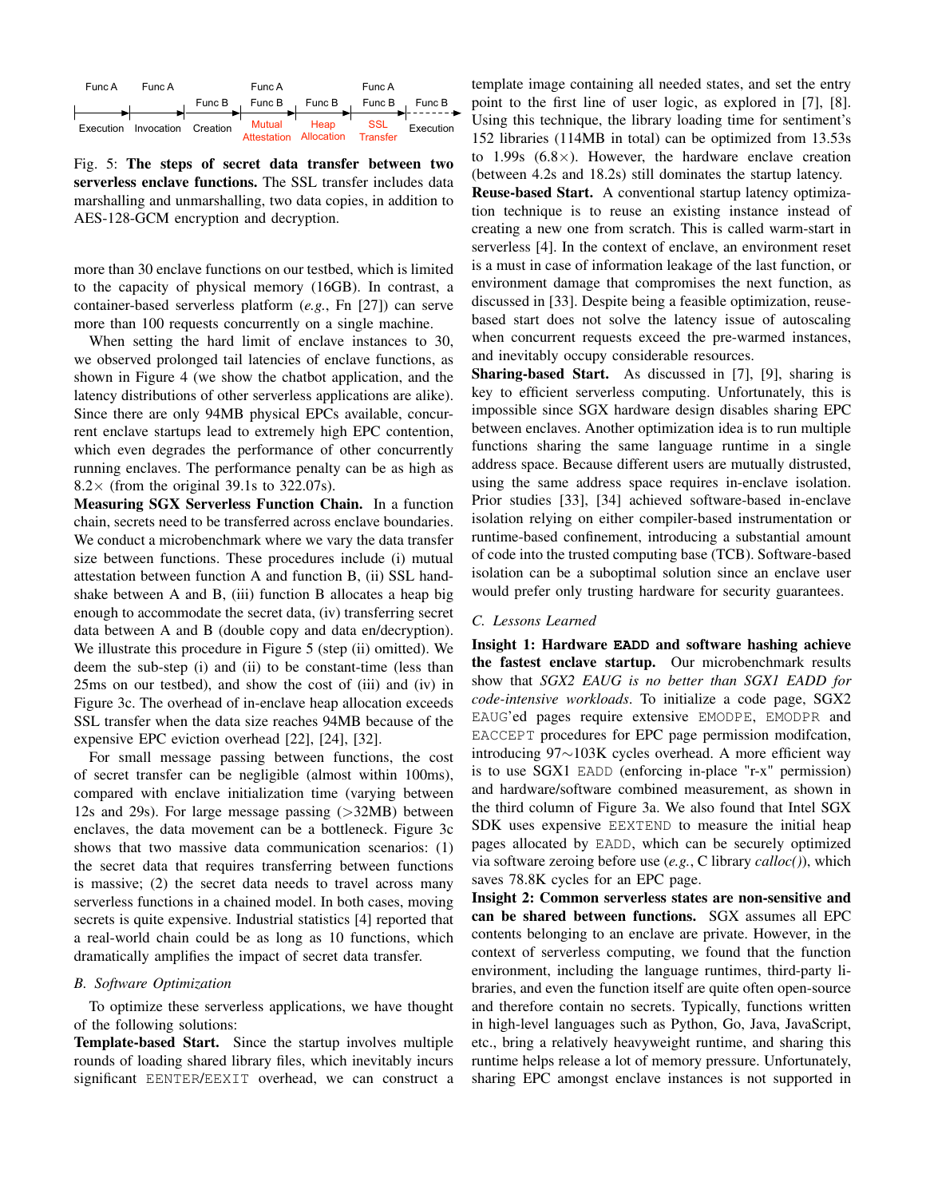Func A Func A Func A Func A

Func B Func B Func B Func B Func B

Execution Invocation Creation Mutual Attestation Heap Allocation SSL Transfer Execution

Fig. 5: **The steps of secret data transfer between two serverless enclave functions.** The SSL transfer includes data marshalling and unmarshalling, two data copies, in addition to AES-128-GCM encryption and decryption.

more than 30 enclave functions on our testbed, which is limited to the capacity of physical memory (16GB). In contrast, a container-based serverless platform (*e.g.*, Fn [27]) can serve more than 100 requests concurrently on a single machine.

When setting the hard limit of enclave instances to 30, we observed prolonged tail latencies of enclave functions, as shown in Figure 4 (we show the chatbot application, and the latency distributions of other serverless applications are alike). Since there are only 94MB physical EPCs available, concurrent enclave startups lead to extremely high EPC contention, which even degrades the performance of other concurrently running enclaves. The performance penalty can be as high as 8.2× (from the original 39.1s to 322.07s).

**Measuring SGX Serverless Function Chain.** In a function chain, secrets need to be transferred across enclave boundaries. We conduct a microbenchmark where we vary the data transfer size between functions. These procedures include (i) mutual attestation between function A and function B, (ii) SSL handshake between A and B, (iii) function B allocates a heap big enough to accommodate the secret data, (iv) transferring secret data between A and B (double copy and data en/decryption). We illustrate this procedure in Figure 5 (step (ii) omitted). We deem the sub-step (i) and (ii) to be constant-time (less than 25ms on our testbed), and show the cost of (iii) and (iv) in Figure 3c. The overhead of in-enclave heap allocation exceeds SSL transfer when the data size reaches 94MB because of the expensive EPC eviction overhead [22], [24], [32].

For small message passing between functions, the cost of secret transfer can be negligible (almost within 100ms), compared with enclave initialization time (varying between 12s and 29s). For large message passing (>32MB) between enclaves, the data movement can be a bottleneck. Figure 3c shows that two massive data communication scenarios: (1) the secret data that requires transferring between functions is massive; (2) the secret data needs to travel across many serverless functions in a chained model. In both cases, moving secrets is quite expensive. Industrial statistics [4] reported that a real-world chain could be as long as 10 functions, which dramatically amplifies the impact of secret data transfer.

### B. Software Optimization

To optimize these serverless applications, we have thought of the following solutions:

**Template-based Start.** Since the startup involves multiple rounds of loading shared library files, which inevitably incurs significant `EENTER`/`EEXIT` overhead, we can construct a template image containing all needed states, and set the entry point to the first line of user logic, as explored in [7], [8]. Using this technique, the library loading time for sentiment's 152 libraries (114MB in total) can be optimized from 13.53s to 1.99s (6.8×). However, the hardware enclave creation (between 4.2s and 18.2s) still dominates the startup latency.

**Reuse-based Start.** A conventional startup latency optimization technique is to reuse an existing instance instead of creating a new one from scratch. This is called warm-start in serverless [4]. In the context of enclave, an environment reset is a must in case of information leakage of the last function, or environment damage that compromises the next function, as discussed in [33]. Despite being a feasible optimization, reuse-based start does not solve the latency issue of autoscaling when concurrent requests exceed the pre-warmed instances, and inevitably occupy considerable resources.

**Sharing-based Start.** As discussed in [7], [9], sharing is key to efficient serverless computing. Unfortunately, this is impossible since SGX hardware design disables sharing EPC between enclaves. Another optimization idea is to run multiple functions sharing the same language runtime in a single address space. Because different users are mutually distrusted, using the same address space requires in-enclave isolation. Prior studies [33], [34] achieved software-based in-enclave isolation relying on either compiler-based instrumentation or runtime-based confinement, introducing a substantial amount of code into the trusted computing base (TCB). Software-based isolation can be a suboptimal solution since an enclave user would prefer only trusting hardware for security guarantees.

### C. Lessons Learned

**Insight 1: Hardware `EADD` and software hashing achieve the fastest enclave startup.** Our microbenchmark results show that *SGX2 EAUG is no better than SGX1 EADD for code-intensive workloads*. To initialize a code page, SGX2 `EAUG`'ed pages require extensive `EMODPE`, `EMODPR` and `EACCEPT` procedures for EPC page permission modifcation, introducing 97∼103K cycles overhead. A more efficient way is to use SGX1 `EADD` (enforcing in-place "r-x" permission) and hardware/software combined measurement, as shown in the third column of Figure 3a. We also found that Intel SGX SDK uses expensive `EEXTEND` to measure the initial heap pages allocated by `EADD`, which can be securely optimized via software zeroing before use (*e.g.*, C library *calloc()*), which saves 78.8K cycles for an EPC page.

**Insight 2: Common serverless states are non-sensitive and can be shared between functions.** SGX assumes all EPC contents belonging to an enclave are private. However, in the context of serverless computing, we found that the function environment, including the language runtimes, third-party libraries, and even the function itself are quite often open-source and therefore contain no secrets. Typically, functions written in high-level languages such as Python, Go, Java, JavaScript, etc., bring a relatively heavyweight runtime, and sharing this runtime helps release a lot of memory pressure. Unfortunately, sharing EPC amongst enclave instances is not supported in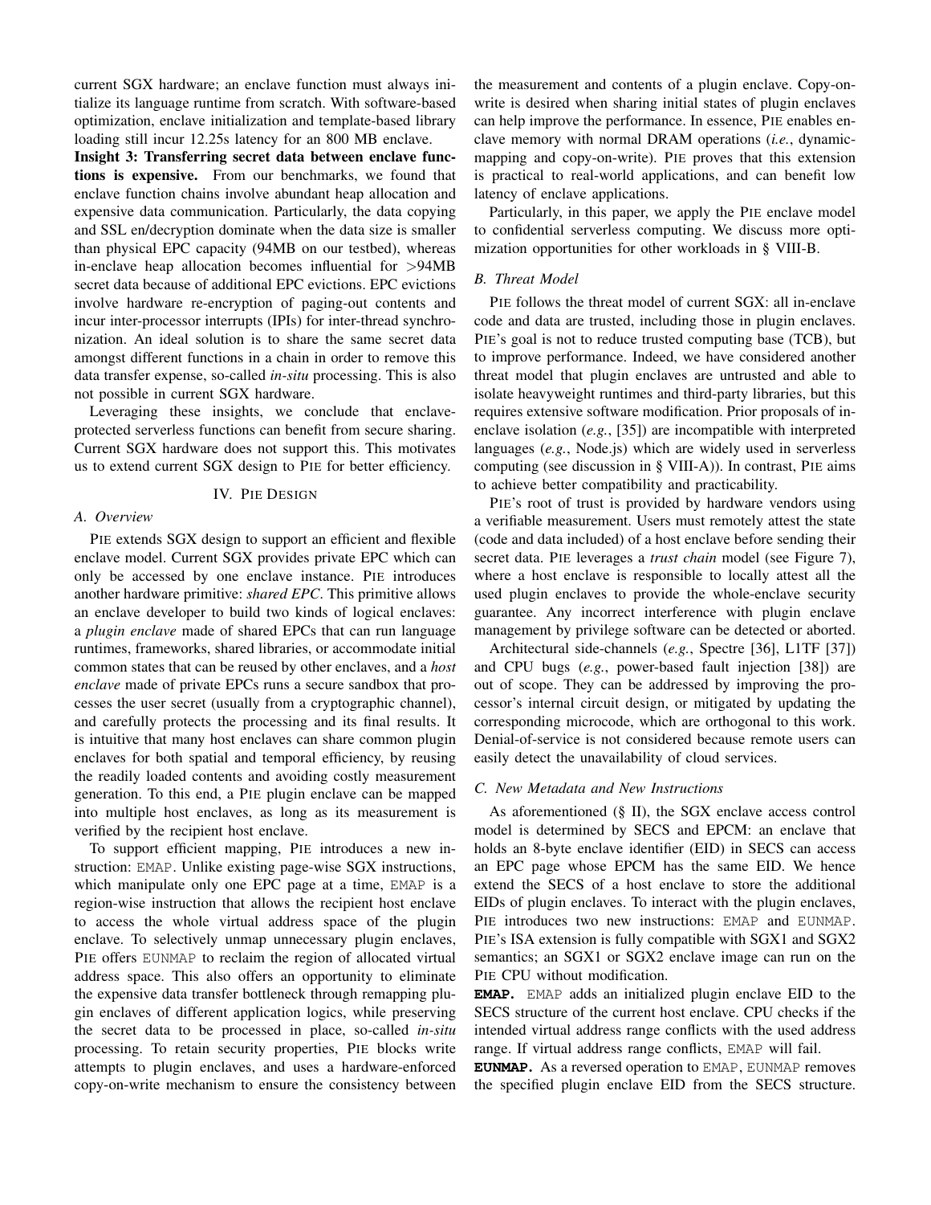current SGX hardware; an enclave function must always initialize its language runtime from scratch. With software-based optimization, enclave initialization and template-based library loading still incur 12.25s latency for an 800 MB enclave.

**Insight 3: Transferring secret data between enclave functions is expensive.** From our benchmarks, we found that enclave function chains involve abundant heap allocation and expensive data communication. Particularly, the data copying and SSL en/decryption dominate when the data size is smaller than physical EPC capacity (94MB on our testbed), whereas in-enclave heap allocation becomes influential for >94MB secret data because of additional EPC evictions. EPC evictions involve hardware re-encryption of paging-out contents and incur inter-processor interrupts (IPIs) for inter-thread synchronization. An ideal solution is to share the same secret data amongst different functions in a chain in order to remove this data transfer expense, so-called *in-situ* processing. This is also not possible in current SGX hardware.

Leveraging these insights, we conclude that enclave-protected serverless functions can benefit from secure sharing. Current SGX hardware does not support this. This motivates us to extend current SGX design to PIE for better efficiency.

## IV. PIE Design

### A. Overview

PIE extends SGX design to support an efficient and flexible enclave model. Current SGX provides private EPC which can only be accessed by one enclave instance. PIE introduces another hardware primitive: *shared EPC*. This primitive allows an enclave developer to build two kinds of logical enclaves: a *plugin enclave* made of shared EPCs that can run language runtimes, frameworks, shared libraries, or accommodate initial common states that can be reused by other enclaves, and a *host enclave* made of private EPCs runs a secure sandbox that processes the user secret (usually from a cryptographic channel), and carefully protects the processing and its final results. It is intuitive that many host enclaves can share common plugin enclaves for both spatial and temporal efficiency, by reusing the readily loaded contents and avoiding costly measurement generation. To this end, a PIE plugin enclave can be mapped into multiple host enclaves, as long as its measurement is verified by the recipient host enclave.

To support efficient mapping, PIE introduces a new instruction: `EMAP`. Unlike existing page-wise SGX instructions, which manipulate only one EPC page at a time, `EMAP` is a region-wise instruction that allows the recipient host enclave to access the whole virtual address space of the plugin enclave. To selectively unmap unnecessary plugin enclaves, PIE offers `EUNMAP` to reclaim the region of allocated virtual address space. This also offers an opportunity to eliminate the expensive data transfer bottleneck through remapping plugin enclaves of different application logics, while preserving the secret data to be processed in place, so-called *in-situ* processing. To retain security properties, PIE blocks write attempts to plugin enclaves, and uses a hardware-enforced copy-on-write mechanism to ensure the consistency between the measurement and contents of a plugin enclave. Copy-on-write is desired when sharing initial states of plugin enclaves can help improve the performance. In essence, PIE enables enclave memory with normal DRAM operations (*i.e.*, dynamic-mapping and copy-on-write). PIE proves that this extension is practical to real-world applications, and can benefit low latency of enclave applications.

Particularly, in this paper, we apply the PIE enclave model to confidential serverless computing. We discuss more optimization opportunities for other workloads in § VIII-B.

### B. Threat Model

PIE follows the threat model of current SGX: all in-enclave code and data are trusted, including those in plugin enclaves. PIE's goal is not to reduce trusted computing base (TCB), but to improve performance. Indeed, we have considered another threat model that plugin enclaves are untrusted and able to isolate heavyweight runtimes and third-party libraries, but this requires extensive software modification. Prior proposals of in-enclave isolation (*e.g.*, [35]) are incompatible with interpreted languages (*e.g.*, Node.js) which are widely used in serverless computing (see discussion in § VIII-A)). In contrast, PIE aims to achieve better compatibility and practicability.

PIE's root of trust is provided by hardware vendors using a verifiable measurement. Users must remotely attest the state (code and data included) of a host enclave before sending their secret data. PIE leverages a *trust chain* model (see Figure 7), where a host enclave is responsible to locally attest all the used plugin enclaves to provide the whole-enclave security guarantee. Any incorrect interference with plugin enclave management by privilege software can be detected or aborted.

Architectural side-channels (*e.g.*, Spectre [36], L1TF [37]) and CPU bugs (*e.g.*, power-based fault injection [38]) are out of scope. They can be addressed by improving the processor's internal circuit design, or mitigated by updating the corresponding microcode, which are orthogonal to this work. Denial-of-service is not considered because remote users can easily detect the unavailability of cloud services.

### C. New Metadata and New Instructions

As aforementioned (§ II), the SGX enclave access control model is determined by SECS and EPCM: an enclave that holds an 8-byte enclave identifier (EID) in SECS can access an EPC page whose EPCM has the same EID. We hence extend the SECS of a host enclave to store the additional EIDs of plugin enclaves. To interact with the plugin enclaves, PIE introduces two new instructions: `EMAP` and `EUNMAP`. PIE's ISA extension is fully compatible with SGX1 and SGX2 semantics; an SGX1 or SGX2 enclave image can run on the PIE CPU without modification.

**`EMAP`.** `EMAP` adds an initialized plugin enclave EID to the SECS structure of the current host enclave. CPU checks if the intended virtual address range conflicts with the used address range. If virtual address range conflicts, `EMAP` will fail.

**`EUNMAP`.** As a reversed operation to `EMAP`, `EUNMAP` removes the specified plugin enclave EID from the SECS structure.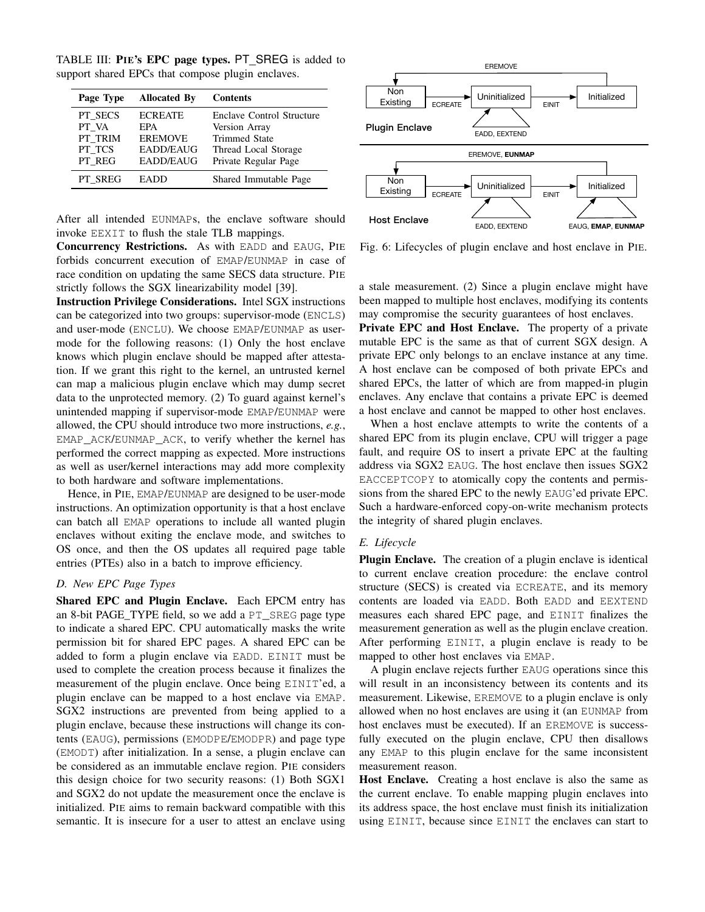TABLE III: **PIE's EPC page types.** PT_SREG is added to support shared EPCs that compose plugin enclaves.

| Page Type | Allocated By | Contents |
|---|---|---|
| PT_SECS | ECREATE | Enclave Control Structure |
| PT_VA | EPA | Version Array |
| PT_TRIM | EREMOVE | Trimmed State |
| PT_TCS | EADD/EAUG | Thread Local Storage |
| PT_REG | EADD/EAUG | Private Regular Page |
| PT_SREG | EADD | Shared Immutable Page |

After all intended EUNMAPs, the enclave software should invoke EEXIT to flush the stale TLB mappings.

**Concurrency Restrictions.** As with EADD and EAUG, PIE forbids concurrent execution of EMAP/EUNMAP in case of race condition on updating the same SECS data structure. PIE strictly follows the SGX linearizability model [39].

**Instruction Privilege Considerations.** Intel SGX instructions can be categorized into two groups: supervisor-mode (ENCLS) and user-mode (ENCLU). We choose EMAP/EUNMAP as user-mode for the following reasons: (1) Only the host enclave knows which plugin enclave should be mapped after attestation. If we grant this right to the kernel, an untrusted kernel can map a malicious plugin enclave which may dump secret data to the unprotected memory. (2) To guard against kernel's unintended mapping if supervisor-mode EMAP/EUNMAP were allowed, the CPU should introduce two more instructions, *e.g.*, EMAP_ACK/EUNMAP_ACK, to verify whether the kernel has performed the correct mapping as expected. More instructions as well as user/kernel interactions may add more complexity to both hardware and software implementations.

Hence, in PIE, EMAP/EUNMAP are designed to be user-mode instructions. An optimization opportunity is that a host enclave can batch all EMAP operations to include all wanted plugin enclaves without exiting the enclave mode, and switches to OS once, and then the OS updates all required page table entries (PTEs) also in a batch to improve efficiency.

### *D. New EPC Page Types*

**Shared EPC and Plugin Enclave.** Each EPCM entry has an 8-bit PAGE_TYPE field, so we add a PT_SREG page type to indicate a shared EPC. CPU automatically masks the write permission bit for shared EPC pages. A shared EPC can be added to form a plugin enclave via EADD. EINIT must be used to complete the creation process because it finalizes the measurement of the plugin enclave. Once being EINIT'ed, a plugin enclave can be mapped to a host enclave via EMAP. SGX2 instructions are prevented from being applied to a plugin enclave, because these instructions will change its contents (EAUG), permissions (EMODPE/EMODPR) and page type (EMODT) after initialization. In a sense, a plugin enclave can be considered as an immutable enclave region. PIE considers this design choice for two security reasons: (1) Both SGX1 and SGX2 do not update the measurement once the enclave is initialized. PIE aims to remain backward compatible with this semantic. It is insecure for a user to attest an enclave using a stale measurement. (2) Since a plugin enclave might have been mapped to multiple host enclaves, modifying its contents may compromise the security guarantees of host enclaves.

Fig. 6: Lifecycles of plugin enclave and host enclave in PIE.

**Private EPC and Host Enclave.** The property of a private mutable EPC is the same as that of current SGX design. A private EPC only belongs to an enclave instance at any time. A host enclave can be composed of both private EPCs and shared EPCs, the latter of which are from mapped-in plugin enclaves. Any enclave that contains a private EPC is deemed a host enclave and cannot be mapped to other host enclaves.

When a host enclave attempts to write the contents of a shared EPC from its plugin enclave, CPU will trigger a page fault, and require OS to insert a private EPC at the faulting address via SGX2 EAUG. The host enclave then issues SGX2 EACCEPTCOPY to atomically copy the contents and permissions from the shared EPC to the newly EAUG'ed private EPC. Such a hardware-enforced copy-on-write mechanism protects the integrity of shared plugin enclaves.

### *E. Lifecycle*

**Plugin Enclave.** The creation of a plugin enclave is identical to current enclave creation procedure: the enclave control structure (SECS) is created via ECREATE, and its memory contents are loaded via EADD. Both EADD and EEXTEND measures each shared EPC page, and EINIT finalizes the measurement generation as well as the plugin enclave creation. After performing EINIT, a plugin enclave is ready to be mapped to other host enclaves via EMAP.

A plugin enclave rejects further EAUG operations since this will result in an inconsistency between its contents and its measurement. Likewise, EREMOVE to a plugin enclave is only allowed when no host enclaves are using it (an EUNMAP from host enclaves must be executed). If an EREMOVE is successfully executed on the plugin enclave, CPU then disallows any EMAP to this plugin enclave for the same inconsistent measurement reason.

**Host Enclave.** Creating a host enclave is also the same as the current enclave. To enable mapping plugin enclaves into its address space, the host enclave must finish its initialization using EINIT, because since EINIT the enclaves can start to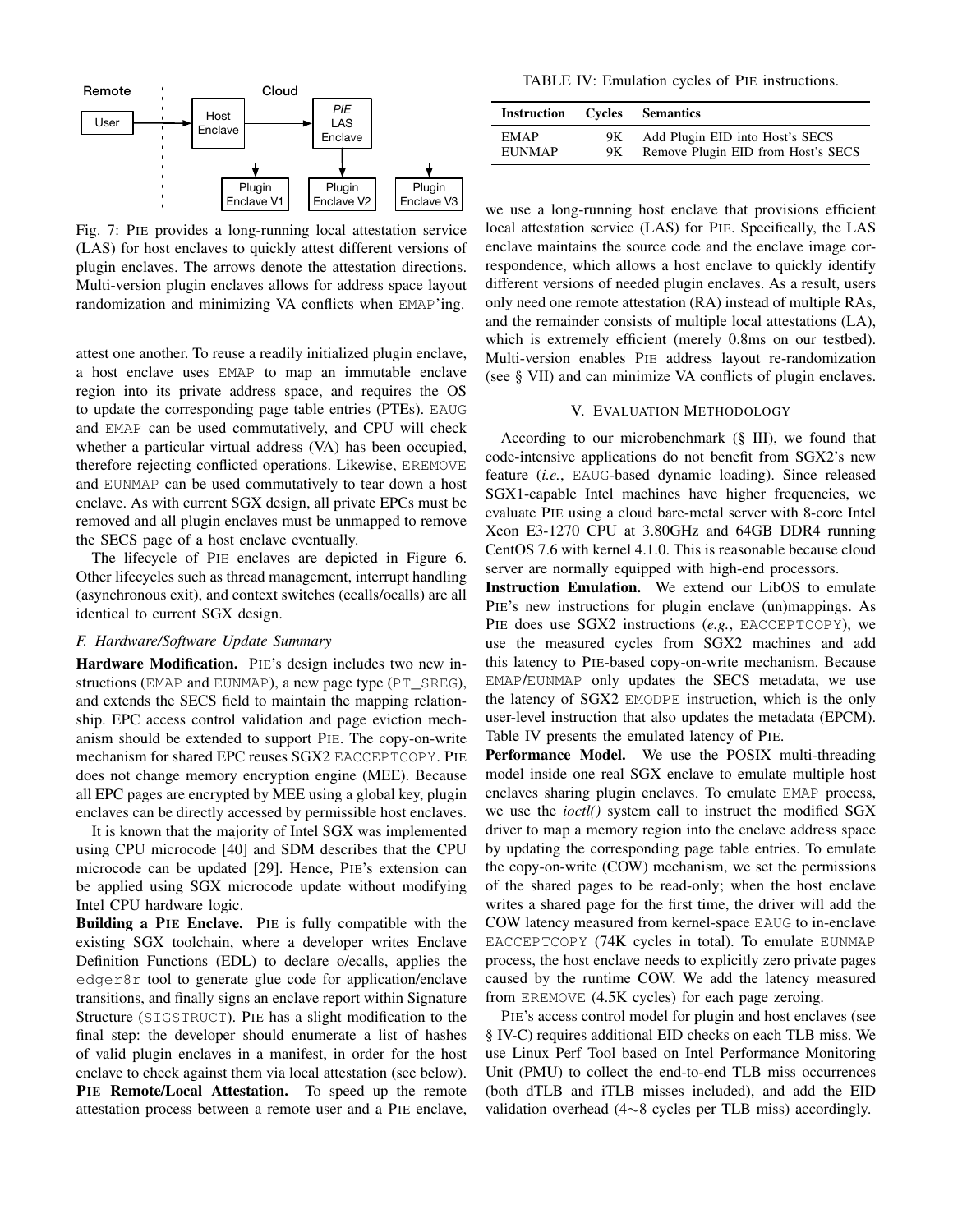Remote | Cloud

User → Host Enclave → PIE LAS Enclave → Plugin Enclave V1, Plugin Enclave V2, Plugin Enclave V3

Fig. 7: PIE provides a long-running local attestation service (LAS) for host enclaves to quickly attest different versions of plugin enclaves. The arrows denote the attestation directions. Multi-version plugin enclaves allows for address space layout randomization and minimizing VA conflicts when EMAP'ing.

attest one another. To reuse a readily initialized plugin enclave, a host enclave uses EMAP to map an immutable enclave region into its private address space, and requires the OS to update the corresponding page table entries (PTEs). EAUG and EMAP can be used commutatively, and CPU will check whether a particular virtual address (VA) has been occupied, therefore rejecting conflicted operations. Likewise, EREMOVE and EUNMAP can be used commutatively to tear down a host enclave. As with current SGX design, all private EPCs must be removed and all plugin enclaves must be unmapped to remove the SECS page of a host enclave eventually.

The lifecycle of PIE enclaves are depicted in Figure 6. Other lifecycles such as thread management, interrupt handling (asynchronous exit), and context switches (ecalls/ocalls) are all identical to current SGX design.

### F. Hardware/Software Update Summary

**Hardware Modification.** PIE's design includes two new instructions (EMAP and EUNMAP), a new page type (PT_SREG), and extends the SECS field to maintain the mapping relationship. EPC access control validation and page eviction mechanism should be extended to support PIE. The copy-on-write mechanism for shared EPC reuses SGX2 EACCEPTCOPY. PIE does not change memory encryption engine (MEE). Because all EPC pages are encrypted by MEE using a global key, plugin enclaves can be directly accessed by permissible host enclaves.

It is known that the majority of Intel SGX was implemented using CPU microcode [40] and SDM describes that the CPU microcode can be updated [29]. Hence, PIE's extension can be applied using SGX microcode update without modifying Intel CPU hardware logic.

**Building a PIE Enclave.** PIE is fully compatible with the existing SGX toolchain, where a developer writes Enclave Definition Functions (EDL) to declare o/ecalls, applies the edger8r tool to generate glue code for application/enclave transitions, and finally signs an enclave report within Signature Structure (SIGSTRUCT). PIE has a slight modification to the final step: the developer should enumerate a list of hashes of valid plugin enclaves in a manifest, in order for the host enclave to check against them via local attestation (see below).

**PIE Remote/Local Attestation.** To speed up the remote attestation process between a remote user and a PIE enclave, we use a long-running host enclave that provisions efficient local attestation service (LAS) for PIE. Specifically, the LAS enclave maintains the source code and the enclave image correspondence, which allows a host enclave to quickly identify different versions of needed plugin enclaves. As a result, users only need one remote attestation (RA) instead of multiple RAs, and the remainder consists of multiple local attestations (LA), which is extremely efficient (merely 0.8ms on our testbed). Multi-version enables PIE address layout re-randomization (see § VII) and can minimize VA conflicts of plugin enclaves.

TABLE IV: Emulation cycles of PIE instructions.

| Instruction | Cycles | Semantics |
|---|---|---|
| EMAP | 9K | Add Plugin EID into Host's SECS |
| EUNMAP | 9K | Remove Plugin EID from Host's SECS |

## V. Evaluation Methodology

According to our microbenchmark (§ III), we found that code-intensive applications do not benefit from SGX2's new feature (*i.e.*, EAUG-based dynamic loading). Since released SGX1-capable Intel machines have higher frequencies, we evaluate PIE using a cloud bare-metal server with 8-core Intel Xeon E3-1270 CPU at 3.80GHz and 64GB DDR4 running CentOS 7.6 with kernel 4.1.0. This is reasonable because cloud server are normally equipped with high-end processors.

**Instruction Emulation.** We extend our LibOS to emulate PIE's new instructions for plugin enclave (un)mappings. As PIE does use SGX2 instructions (*e.g.*, EACCEPTCOPY), we use the measured cycles from SGX2 machines and add this latency to PIE-based copy-on-write mechanism. Because EMAP/EUNMAP only updates the SECS metadata, we use the latency of SGX2 EMODPE instruction, which is the only user-level instruction that also updates the metadata (EPCM). Table IV presents the emulated latency of PIE.

**Performance Model.** We use the POSIX multi-threading model inside one real SGX enclave to emulate multiple host enclaves sharing plugin enclaves. To emulate EMAP process, we use the *ioctl()* system call to instruct the modified SGX driver to map a memory region into the enclave address space by updating the corresponding page table entries. To emulate the copy-on-write (COW) mechanism, we set the permissions of the shared pages to be read-only; when the host enclave writes a shared page for the first time, the driver will add the COW latency measured from kernel-space EAUG to in-enclave EACCEPTCOPY (74K cycles in total). To emulate EUNMAP process, the host enclave needs to explicitly zero private pages caused by the runtime COW. We add the latency measured from EREMOVE (4.5K cycles) for each page zeroing.

PIE's access control model for plugin and host enclaves (see § IV-C) requires additional EID checks on each TLB miss. We use Linux Perf Tool based on Intel Performance Monitoring Unit (PMU) to collect the end-to-end TLB miss occurrences (both dTLB and iTLB misses included), and add the EID validation overhead (4∼8 cycles per TLB miss) accordingly.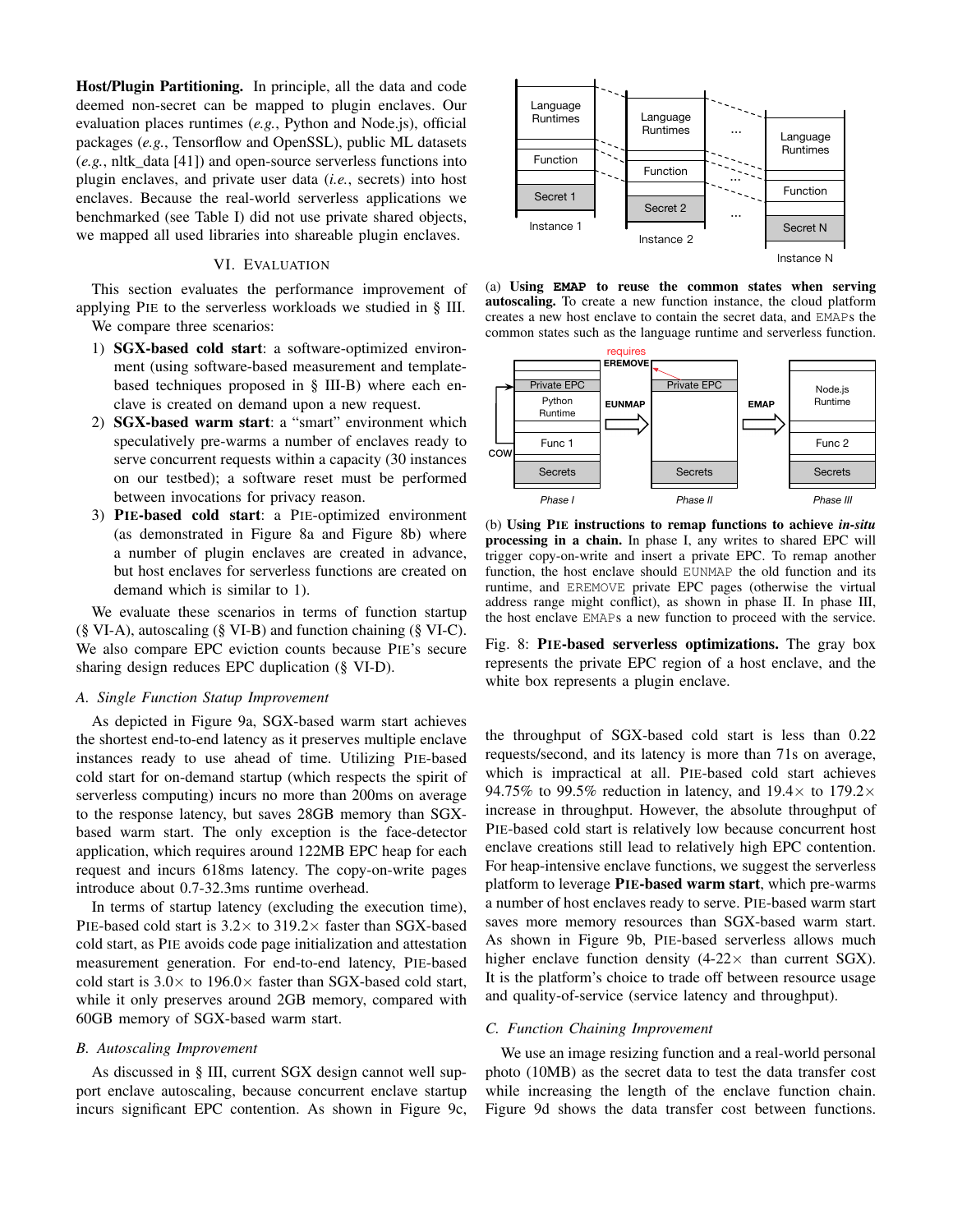**Host/Plugin Partitioning.** In principle, all the data and code deemed non-secret can be mapped to plugin enclaves. Our evaluation places runtimes (*e.g.*, Python and Node.js), official packages (*e.g.*, Tensorflow and OpenSSL), public ML datasets (*e.g.*, nltk_data [41]) and open-source serverless functions into plugin enclaves, and private user data (*i.e.*, secrets) into host enclaves. Because the real-world serverless applications we benchmarked (see Table I) did not use private shared objects, we mapped all used libraries into shareable plugin enclaves.

## VI. Evaluation

This section evaluates the performance improvement of applying PIE to the serverless workloads we studied in § III. We compare three scenarios:

1) **SGX-based cold start**: a software-optimized environment (using software-based measurement and template-based techniques proposed in § III-B) where each enclave is created on demand upon a new request.
2) **SGX-based warm start**: a "smart" environment which speculatively pre-warms a number of enclaves ready to serve concurrent requests within a capacity (30 instances on our testbed); a software reset must be performed between invocations for privacy reason.
3) **PIE-based cold start**: a PIE-optimized environment (as demonstrated in Figure 8a and Figure 8b) where a number of plugin enclaves are created in advance, but host enclaves for serverless functions are created on demand which is similar to 1).

We evaluate these scenarios in terms of function startup (§ VI-A), autoscaling (§ VI-B) and function chaining (§ VI-C). We also compare EPC eviction counts because PIE's secure sharing design reduces EPC duplication (§ VI-D).

### A. Single Function Statup Improvement

As depicted in Figure 9a, SGX-based warm start achieves the shortest end-to-end latency as it preserves multiple enclave instances ready to use ahead of time. Utilizing PIE-based cold start for on-demand startup (which respects the spirit of serverless computing) incurs no more than 200ms on average to the response latency, but saves 28GB memory than SGX-based warm start. The only exception is the face-detector application, which requires around 122MB EPC heap for each request and incurs 618ms latency. The copy-on-write pages introduce about 0.7-32.3ms runtime overhead.

In terms of startup latency (excluding the execution time), PIE-based cold start is 3.2× to 319.2× faster than SGX-based cold start, as PIE avoids code page initialization and attestation measurement generation. For end-to-end latency, PIE-based cold start is 3.0× to 196.0× faster than SGX-based cold start, while it only preserves around 2GB memory, compared with 60GB memory of SGX-based warm start.

### B. Autoscaling Improvement

As discussed in § III, current SGX design cannot well support enclave autoscaling, because concurrent enclave startup incurs significant EPC contention. As shown in Figure 9c, the throughput of SGX-based cold start is less than 0.22 requests/second, and its latency is more than 71s on average, which is impractical at all. PIE-based cold start achieves 94.75% to 99.5% reduction in latency, and 19.4× to 179.2× increase in throughput. However, the absolute throughput of PIE-based cold start is relatively low because concurrent host enclave creations still lead to relatively high EPC contention. For heap-intensive enclave functions, we suggest the serverless platform to leverage **PIE-based warm start**, which pre-warms a number of host enclaves ready to serve. PIE-based warm start saves more memory resources than SGX-based warm start. As shown in Figure 9b, PIE-based serverless allows much higher enclave function density (4-22× than current SGX). It is the platform's choice to trade off between resource usage and quality-of-service (service latency and throughput).

(a) **Using `EMAP` to reuse the common states when serving autoscaling.** To create a new function instance, the cloud platform creates a new host enclave to contain the secret data, and `EMAP`s the common states such as the language runtime and serverless function.

(b) **Using PIE instructions to remap functions to achieve *in-situ* processing in a chain.** In phase I, any writes to shared EPC will trigger copy-on-write and insert a private EPC. To remap another function, the host enclave should `EUNMAP` the old function and its runtime, and `EREMOVE` private EPC pages (otherwise the virtual address range might conflict), as shown in phase II. In phase III, the host enclave `EMAP`s a new function to proceed with the service.

Fig. 8: **PIE-based serverless optimizations.** The gray box represents the private EPC region of a host enclave, and the white box represents a plugin enclave.

### C. Function Chaining Improvement

We use an image resizing function and a real-world personal photo (10MB) as the secret data to test the data transfer cost while increasing the length of the enclave function chain. Figure 9d shows the data transfer cost between functions.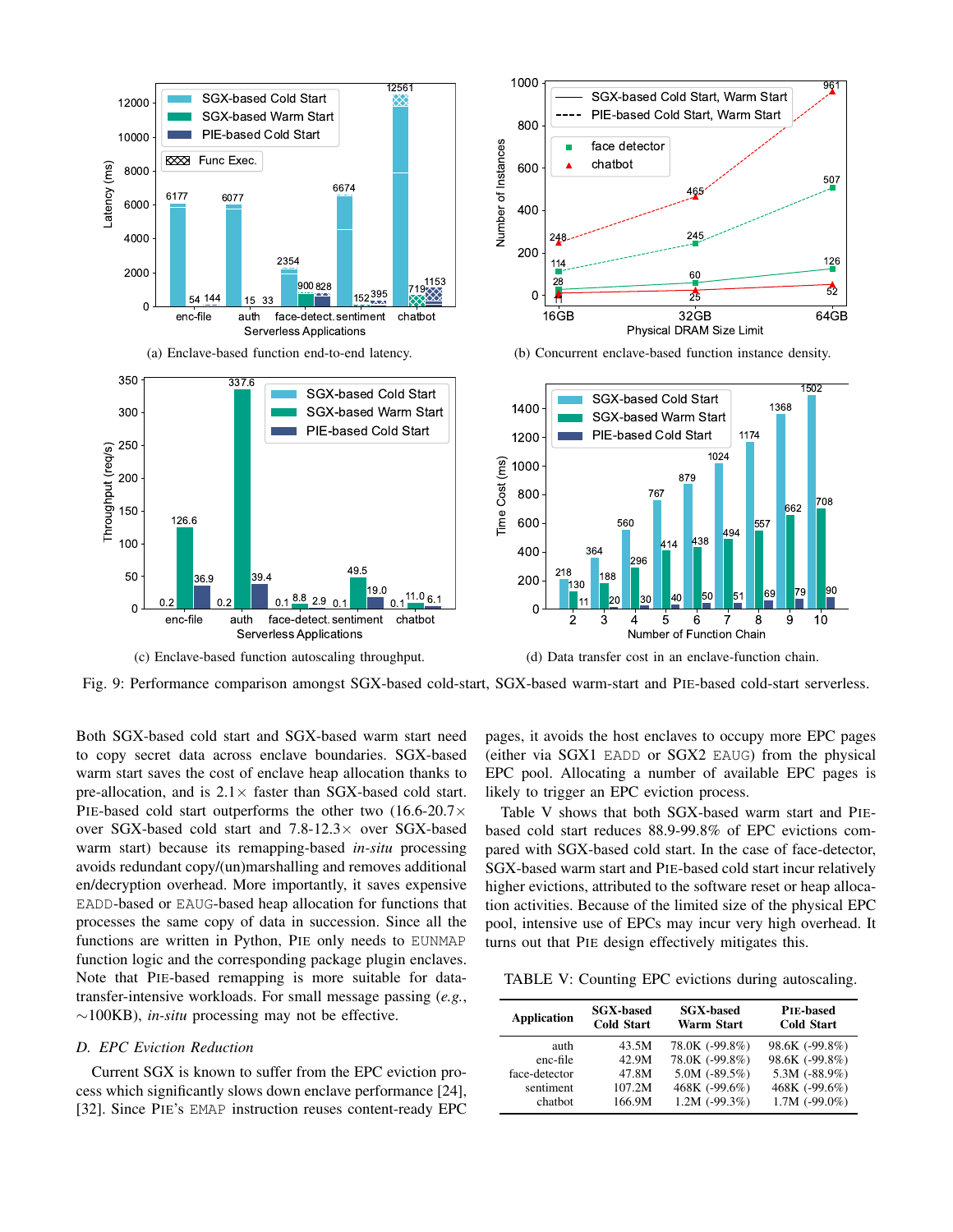(a) Enclave-based function end-to-end latency.

(b) Concurrent enclave-based function instance density.

(c) Enclave-based function autoscaling throughput.

(d) Data transfer cost in an enclave-function chain.

Fig. 9: Performance comparison amongst SGX-based cold-start, SGX-based warm-start and PIE-based cold-start serverless.

Both SGX-based cold start and SGX-based warm start need to copy secret data across enclave boundaries. SGX-based warm start saves the cost of enclave heap allocation thanks to pre-allocation, and is 2.1× faster than SGX-based cold start. PIE-based cold start outperforms the other two (16.6-20.7× over SGX-based cold start and 7.8-12.3× over SGX-based warm start) because its remapping-based *in-situ* processing avoids redundant copy/(un)marshalling and removes additional en/decryption overhead. More importantly, it saves expensive EADD-based or EAUG-based heap allocation for functions that processes the same copy of data in succession. Since all the functions are written in Python, PIE only needs to EUNMAP function logic and the corresponding package plugin enclaves. Note that PIE-based remapping is more suitable for data-transfer-intensive workloads. For small message passing (*e.g.*, ∼100KB), *in-situ* processing may not be effective.

### D. EPC Eviction Reduction

Current SGX is known to suffer from the EPC eviction process which significantly slows down enclave performance [24], [32]. Since PIE's EMAP instruction reuses content-ready EPC pages, it avoids the host enclaves to occupy more EPC pages (either via SGX1 EADD or SGX2 EAUG) from the physical EPC pool. Allocating a number of available EPC pages is likely to trigger an EPC eviction process.

Table V shows that both SGX-based warm start and PIE-based cold start reduces 88.9-99.8% of EPC evictions compared with SGX-based cold start. In the case of face-detector, SGX-based warm start and PIE-based cold start incur relatively higher evictions, attributed to the software reset or heap allocation activities. Because of the limited size of the physical EPC pool, intensive use of EPCs may incur very high overhead. It turns out that PIE design effectively mitigates this.

TABLE V: Counting EPC evictions during autoscaling.

| Application | SGX-based Cold Start | SGX-based Warm Start | PIE-based Cold Start |
|---|---|---|---|
| auth | 43.5M | 78.0K (-99.8%) | 98.6K (-99.8%) |
| enc-file | 42.9M | 78.0K (-99.8%) | 98.6K (-99.8%) |
| face-detector | 47.8M | 5.0M (-89.5%) | 5.3M (-88.9%) |
| sentiment | 107.2M | 468K (-99.6%) | 468K (-99.6%) |
| chatbot | 166.9M | 1.2M (-99.3%) | 1.7M (-99.0%) |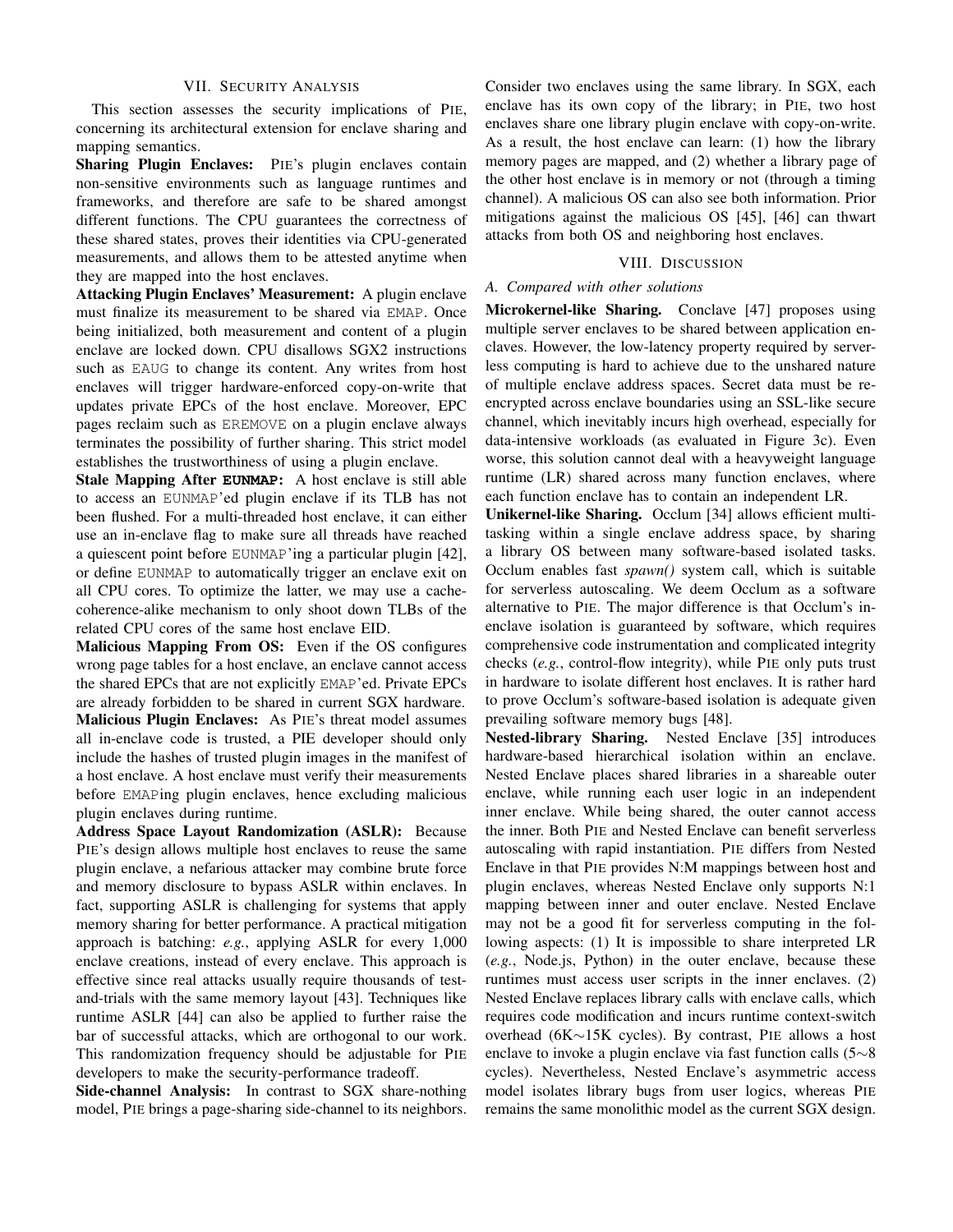## VII. Security Analysis

This section assesses the security implications of PIE, concerning its architectural extension for enclave sharing and mapping semantics.

**Sharing Plugin Enclaves:** PIE's plugin enclaves contain non-sensitive environments such as language runtimes and frameworks, and therefore are safe to be shared amongst different functions. The CPU guarantees the correctness of these shared states, proves their identities via CPU-generated measurements, and allows them to be attested anytime when they are mapped into the host enclaves.

**Attacking Plugin Enclaves' Measurement:** A plugin enclave must finalize its measurement to be shared via `EMAP`. Once being initialized, both measurement and content of a plugin enclave are locked down. CPU disallows SGX2 instructions such as `EAUG` to change its content. Any writes from host enclaves will trigger hardware-enforced copy-on-write that updates private EPCs of the host enclave. Moreover, EPC pages reclaim such as `EREMOVE` on a plugin enclave always terminates the possibility of further sharing. This strict model establishes the trustworthiness of using a plugin enclave.

**Stale Mapping After `EUNMAP`:** A host enclave is still able to access an `EUNMAP`'ed plugin enclave if its TLB has not been flushed. For a multi-threaded host enclave, it can either use an in-enclave flag to make sure all threads have reached a quiescent point before `EUNMAP`'ing a particular plugin [42], or define `EUNMAP` to automatically trigger an enclave exit on all CPU cores. To optimize the latter, we may use a cache-coherence-alike mechanism to only shoot down TLBs of the related CPU cores of the same host enclave EID.

**Malicious Mapping From OS:** Even if the OS configures wrong page tables for a host enclave, an enclave cannot access the shared EPCs that are not explicitly `EMAP`'ed. Private EPCs are already forbidden to be shared in current SGX hardware.

**Malicious Plugin Enclaves:** As PIE's threat model assumes all in-enclave code is trusted, a PIE developer should only include the hashes of trusted plugin images in the manifest of a host enclave. A host enclave must verify their measurements before `EMAP`ing plugin enclaves, hence excluding malicious plugin enclaves during runtime.

**Address Space Layout Randomization (ASLR):** Because PIE's design allows multiple host enclaves to reuse the same plugin enclave, a nefarious attacker may combine brute force and memory disclosure to bypass ASLR within enclaves. In fact, supporting ASLR is challenging for systems that apply memory sharing for better performance. A practical mitigation approach is batching: *e.g.*, applying ASLR for every 1,000 enclave creations, instead of every enclave. This approach is effective since real attacks usually require thousands of test-and-trials with the same memory layout [43]. Techniques like runtime ASLR [44] can also be applied to further raise the bar of successful attacks, which are orthogonal to our work. This randomization frequency should be adjustable for PIE developers to make the security-performance tradeoff.

**Side-channel Analysis:** In contrast to SGX share-nothing model, PIE brings a page-sharing side-channel to its neighbors. Consider two enclaves using the same library. In SGX, each enclave has its own copy of the library; in PIE, two host enclaves share one library plugin enclave with copy-on-write. As a result, the host enclave can learn: (1) how the library memory pages are mapped, and (2) whether a library page of the other host enclave is in memory or not (through a timing channel). A malicious OS can also see both information. Prior mitigations against the malicious OS [45], [46] can thwart attacks from both OS and neighboring host enclaves.

## VIII. Discussion

### A. Compared with other solutions

**Microkernel-like Sharing.** Conclave [47] proposes using multiple server enclaves to be shared between application enclaves. However, the low-latency property required by serverless computing is hard to achieve due to the unshared nature of multiple enclave address spaces. Secret data must be re-encrypted across enclave boundaries using an SSL-like secure channel, which inevitably incurs high overhead, especially for data-intensive workloads (as evaluated in Figure 3c). Even worse, this solution cannot deal with a heavyweight language runtime (LR) shared across many function enclaves, where each function enclave has to contain an independent LR.

**Unikernel-like Sharing.** Occlum [34] allows efficient multitasking within a single enclave address space, by sharing a library OS between many software-based isolated tasks. Occlum enables fast *spawn()* system call, which is suitable for serverless autoscaling. We deem Occlum as a software alternative to PIE. The major difference is that Occlum's in-enclave isolation is guaranteed by software, which requires comprehensive code instrumentation and complicated integrity checks (*e.g.*, control-flow integrity), while PIE only puts trust in hardware to isolate different host enclaves. It is rather hard to prove Occlum's software-based isolation is adequate given prevailing software memory bugs [48].

**Nested-library Sharing.** Nested Enclave [35] introduces hardware-based hierarchical isolation within an enclave. Nested Enclave places shared libraries in a shareable outer enclave, while running each user logic in an independent inner enclave. While being shared, the outer cannot access the inner. Both PIE and Nested Enclave can benefit serverless autoscaling with rapid instantiation. PIE differs from Nested Enclave in that PIE provides N:M mappings between host and plugin enclaves, whereas Nested Enclave only supports N:1 mapping between inner and outer enclave. Nested Enclave may not be a good fit for serverless computing in the following aspects: (1) It is impossible to share interpreted LR (*e.g.*, Node.js, Python) in the outer enclave, because these runtimes must access user scripts in the inner enclaves. (2) Nested Enclave replaces library calls with enclave calls, which requires code modification and incurs runtime context-switch overhead (6K∼15K cycles). By contrast, PIE allows a host enclave to invoke a plugin enclave via fast function calls (5∼8 cycles). Nevertheless, Nested Enclave's asymmetric access model isolates library bugs from user logics, whereas PIE remains the same monolithic model as the current SGX design.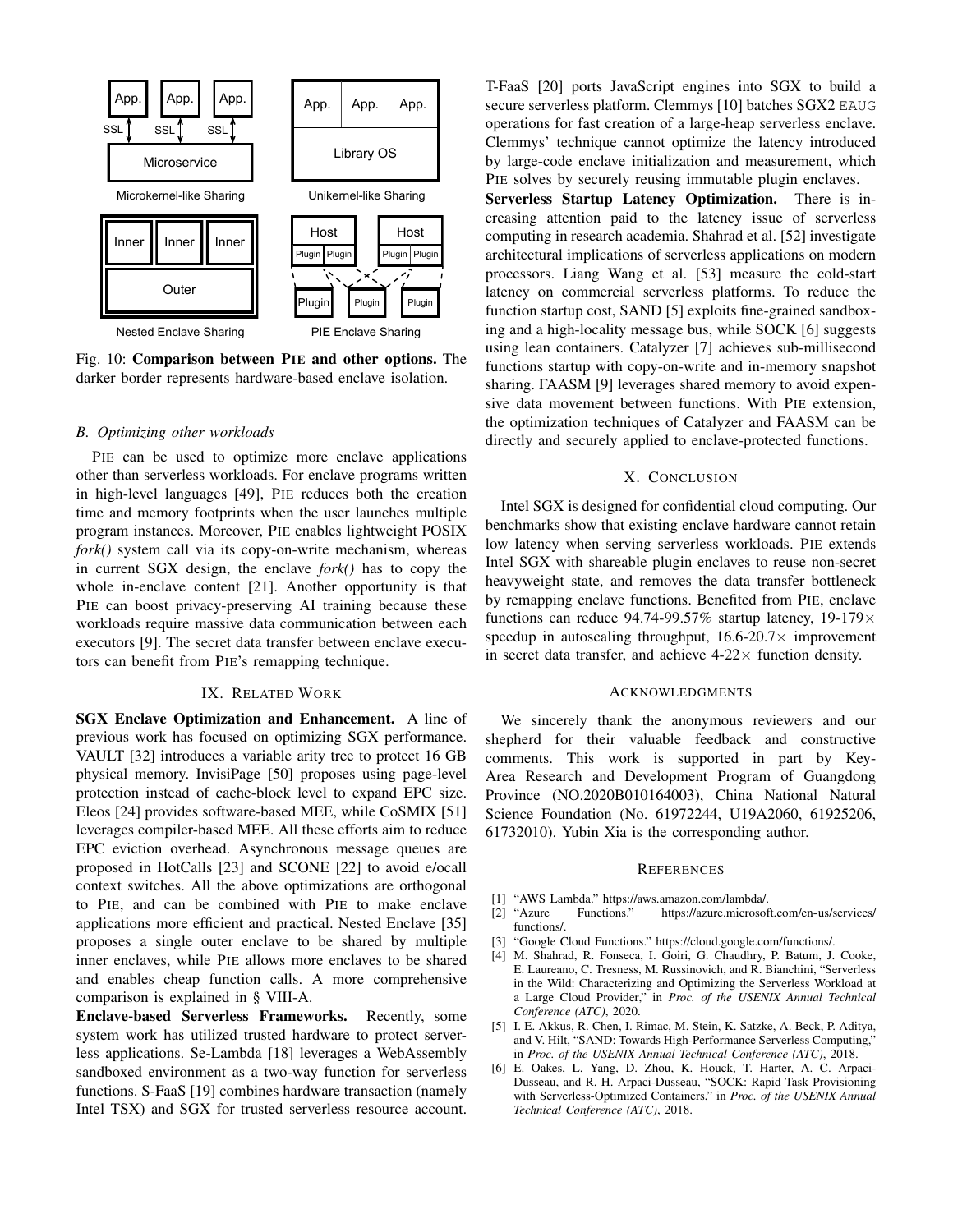Fig. 10: **Comparison between PIE and other options.** The darker border represents hardware-based enclave isolation.

### *B. Optimizing other workloads*

PIE can be used to optimize more enclave applications other than serverless workloads. For enclave programs written in high-level languages [49], PIE reduces both the creation time and memory footprints when the user launches multiple program instances. Moreover, PIE enables lightweight POSIX *fork()* system call via its copy-on-write mechanism, whereas in current SGX design, the enclave *fork()* has to copy the whole in-enclave content [21]. Another opportunity is that PIE can boost privacy-preserving AI training because these workloads require massive data communication between each executors [9]. The secret data transfer between enclave executors can benefit from PIE's remapping technique.

## IX. Related Work

**SGX Enclave Optimization and Enhancement.** A line of previous work has focused on optimizing SGX performance. VAULT [32] introduces a variable arity tree to protect 16 GB physical memory. InvisiPage [50] proposes using page-level protection instead of cache-block level to expand EPC size. Eleos [24] provides software-based MEE, while CoSMIX [51] leverages compiler-based MEE. All these efforts aim to reduce EPC eviction overhead. Asynchronous message queues are proposed in HotCalls [23] and SCONE [22] to avoid e/ocall context switches. All the above optimizations are orthogonal to PIE, and can be combined with PIE to make enclave applications more efficient and practical. Nested Enclave [35] proposes a single outer enclave to be shared by multiple inner enclaves, while PIE allows more enclaves to be shared and enables cheap function calls. A more comprehensive comparison is explained in § VIII-A.

**Enclave-based Serverless Frameworks.** Recently, some system work has utilized trusted hardware to protect serverless applications. Se-Lambda [18] leverages a WebAssembly sandboxed environment as a two-way function for serverless functions. S-FaaS [19] combines hardware transaction (namely Intel TSX) and SGX for trusted serverless resource account. T-FaaS [20] ports JavaScript engines into SGX to build a secure serverless platform. Clemmys [10] batches SGX2 `EAUG` operations for fast creation of a large-heap serverless enclave. Clemmys' technique cannot optimize the latency introduced by large-code enclave initialization and measurement, which PIE solves by securely reusing immutable plugin enclaves.

**Serverless Startup Latency Optimization.** There is increasing attention paid to the latency issue of serverless computing in research academia. Shahrad et al. [52] investigate architectural implications of serverless applications on modern processors. Liang Wang et al. [53] measure the cold-start latency on commercial serverless platforms. To reduce the function startup cost, SAND [5] exploits fine-grained sandboxing and a high-locality message bus, while SOCK [6] suggests using lean containers. Catalyzer [7] achieves sub-millisecond functions startup with copy-on-write and in-memory snapshot sharing. FAASM [9] leverages shared memory to avoid expensive data movement between functions. With PIE extension, the optimization techniques of Catalyzer and FAASM can be directly and securely applied to enclave-protected functions.

## X. Conclusion

Intel SGX is designed for confidential cloud computing. Our benchmarks show that existing enclave hardware cannot retain low latency when serving serverless workloads. PIE extends Intel SGX with shareable plugin enclaves to reuse non-secret heavyweight state, and removes the data transfer bottleneck by remapping enclave functions. Benefited from PIE, enclave functions can reduce 94.74-99.57% startup latency, 19-179$\times$ speedup in autoscaling throughput, 16.6-20.7$\times$ improvement in secret data transfer, and achieve 4-22$\times$ function density.

## Acknowledgments

We sincerely thank the anonymous reviewers and our shepherd for their valuable feedback and constructive comments. This work is supported in part by Key-Area Research and Development Program of Guangdong Province (NO.2020B010164003), China National Natural Science Foundation (No. 61972244, U19A2060, 61925206, 61732010). Yubin Xia is the corresponding author.

## References

[1] "AWS Lambda." https://aws.amazon.com/lambda/.

[2] "Azure Functions." https://azure.microsoft.com/en-us/services/functions/.

[3] "Google Cloud Functions." https://cloud.google.com/functions/.

[4] M. Shahrad, R. Fonseca, I. Goiri, G. Chaudhry, P. Batum, J. Cooke, E. Laureano, C. Tresness, M. Russinovich, and R. Bianchini, "Serverless in the Wild: Characterizing and Optimizing the Serverless Workload at a Large Cloud Provider," in *Proc. of the USENIX Annual Technical Conference (ATC)*, 2020.

[5] I. E. Akkus, R. Chen, I. Rimac, M. Stein, K. Satzke, A. Beck, P. Aditya, and V. Hilt, "SAND: Towards High-Performance Serverless Computing," in *Proc. of the USENIX Annual Technical Conference (ATC)*, 2018.

[6] E. Oakes, L. Yang, D. Zhou, K. Houck, T. Harter, A. C. Arpaci-Dusseau, and R. H. Arpaci-Dusseau, "SOCK: Rapid Task Provisioning with Serverless-Optimized Containers," in *Proc. of the USENIX Annual Technical Conference (ATC)*, 2018.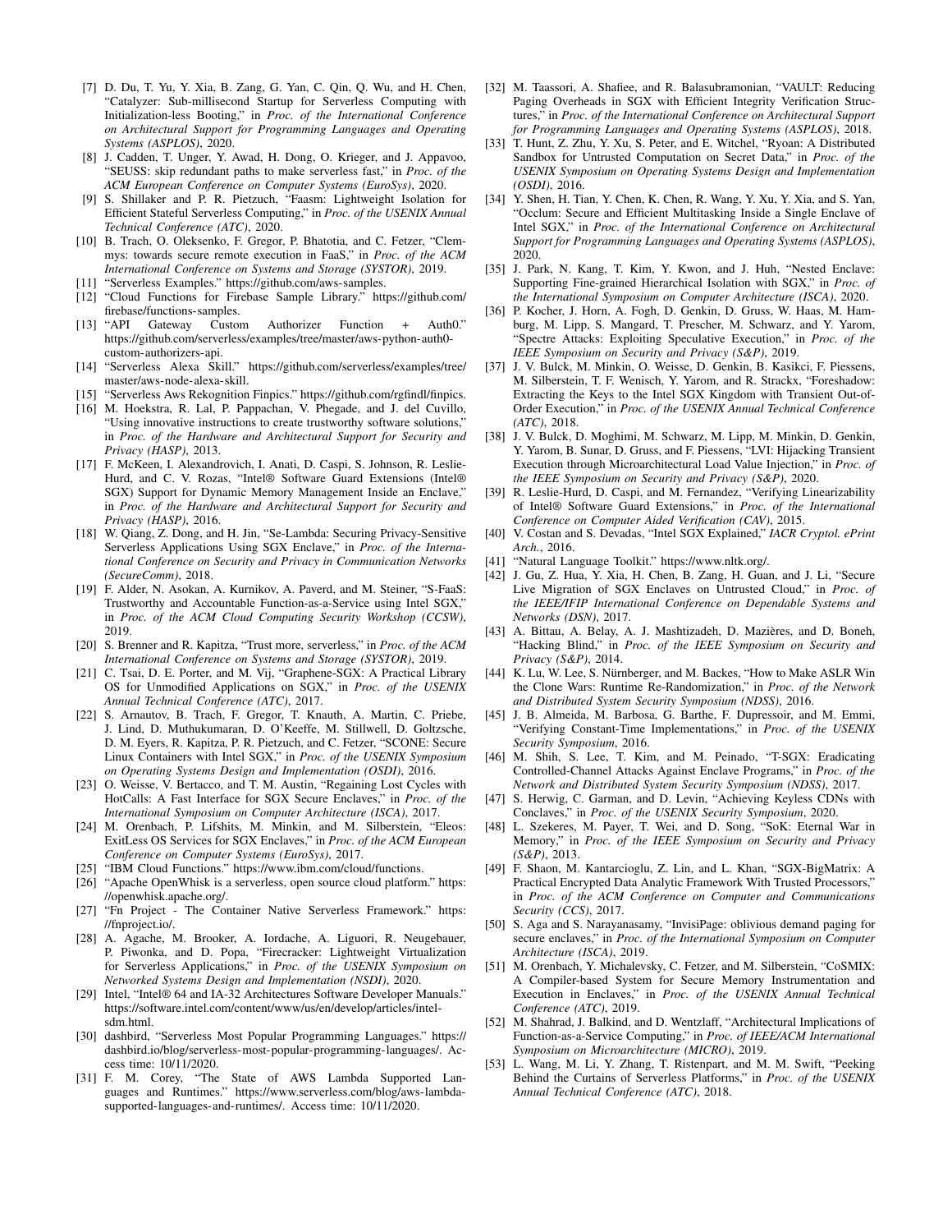[7] D. Du, T. Yu, Y. Xia, B. Zang, G. Yan, C. Qin, Q. Wu, and H. Chen, "Catalyzer: Sub-millisecond Startup for Serverless Computing with Initialization-less Booting," in *Proc. of the International Conference on Architectural Support for Programming Languages and Operating Systems (ASPLOS)*, 2020.

[8] J. Cadden, T. Unger, Y. Awad, H. Dong, O. Krieger, and J. Appavoo, "SEUSS: skip redundant paths to make serverless fast," in *Proc. of the ACM European Conference on Computer Systems (EuroSys)*, 2020.

[9] S. Shillaker and P. R. Pietzuch, "Faasm: Lightweight Isolation for Efficient Stateful Serverless Computing," in *Proc. of the USENIX Annual Technical Conference (ATC)*, 2020.

[10] B. Trach, O. Oleksenko, F. Gregor, P. Bhatotia, and C. Fetzer, "Clemmys: towards secure remote execution in FaaS," in *Proc. of the ACM International Conference on Systems and Storage (SYSTOR)*, 2019.

[11] "Serverless Examples." https://github.com/aws-samples.

[12] "Cloud Functions for Firebase Sample Library." https://github.com/firebase/functions-samples.

[13] "API Gateway Custom Authorizer Function + Auth0." https://github.com/serverless/examples/tree/master/aws-python-auth0-custom-authorizers-api.

[14] "Serverless Alexa Skill." https://github.com/serverless/examples/tree/master/aws-node-alexa-skill.

[15] "Serverless Aws Rekognition Finpics." https://github.com/rgfindl/finpics.

[16] M. Hoekstra, R. Lal, P. Pappachan, V. Phegade, and J. del Cuvillo, "Using innovative instructions to create trustworthy software solutions," in *Proc. of the Hardware and Architectural Support for Security and Privacy (HASP)*, 2013.

[17] F. McKeen, I. Alexandrovich, I. Anati, D. Caspi, S. Johnson, R. Leslie-Hurd, and C. V. Rozas, "Intel® Software Guard Extensions (Intel® SGX) Support for Dynamic Memory Management Inside an Enclave," in *Proc. of the Hardware and Architectural Support for Security and Privacy (HASP)*, 2016.

[18] W. Qiang, Z. Dong, and H. Jin, "Se-Lambda: Securing Privacy-Sensitive Serverless Applications Using SGX Enclave," in *Proc. of the International Conference on Security and Privacy in Communication Networks (SecureComm)*, 2018.

[19] F. Alder, N. Asokan, A. Kurnikov, A. Paverd, and M. Steiner, "S-FaaS: Trustworthy and Accountable Function-as-a-Service using Intel SGX," in *Proc. of the ACM Cloud Computing Security Workshop (CCSW)*, 2019.

[20] S. Brenner and R. Kapitza, "Trust more, serverless," in *Proc. of the ACM International Conference on Systems and Storage (SYSTOR)*, 2019.

[21] C. Tsai, D. E. Porter, and M. Vij, "Graphene-SGX: A Practical Library OS for Unmodified Applications on SGX," in *Proc. of the USENIX Annual Technical Conference (ATC)*, 2017.

[22] S. Arnautov, B. Trach, F. Gregor, T. Knauth, A. Martin, C. Priebe, J. Lind, D. Muthukumaran, D. O'Keeffe, M. Stillwell, D. Goltzsche, D. M. Eyers, R. Kapitza, P. R. Pietzuch, and C. Fetzer, "SCONE: Secure Linux Containers with Intel SGX," in *Proc. of the USENIX Symposium on Operating Systems Design and Implementation (OSDI)*, 2016.

[23] O. Weisse, V. Bertacco, and T. M. Austin, "Regaining Lost Cycles with HotCalls: A Fast Interface for SGX Secure Enclaves," in *Proc. of the International Symposium on Computer Architecture (ISCA)*, 2017.

[24] M. Orenbach, P. Lifshits, M. Minkin, and M. Silberstein, "Eleos: ExitLess OS Services for SGX Enclaves," in *Proc. of the ACM European Conference on Computer Systems (EuroSys)*, 2017.

[25] "IBM Cloud Functions." https://www.ibm.com/cloud/functions.

[26] "Apache OpenWhisk is a serverless, open source cloud platform." https://openwhisk.apache.org/.

[27] "Fn Project - The Container Native Serverless Framework." https://fnproject.io/.

[28] A. Agache, M. Brooker, A. Iordache, A. Liguori, R. Neugebauer, P. Piwonka, and D. Popa, "Firecracker: Lightweight Virtualization for Serverless Applications," in *Proc. of the USENIX Symposium on Networked Systems Design and Implementation (NSDI)*, 2020.

[29] Intel, "Intel® 64 and IA-32 Architectures Software Developer Manuals." https://software.intel.com/content/www/us/en/develop/articles/intel-sdm.html.

[30] dashbird, "Serverless Most Popular Programming Languages." https://dashbird.io/blog/serverless-most-popular-programming-languages/. Access time: 10/11/2020.

[31] F. M. Corey, "The State of AWS Lambda Supported Languages and Runtimes." https://www.serverless.com/blog/aws-lambda-supported-languages-and-runtimes/. Access time: 10/11/2020.

[32] M. Taassori, A. Shafiee, and R. Balasubramonian, "VAULT: Reducing Paging Overheads in SGX with Efficient Integrity Verification Structures," in *Proc. of the International Conference on Architectural Support for Programming Languages and Operating Systems (ASPLOS)*, 2018.

[33] T. Hunt, Z. Zhu, Y. Xu, S. Peter, and E. Witchel, "Ryoan: A Distributed Sandbox for Untrusted Computation on Secret Data," in *Proc. of the USENIX Symposium on Operating Systems Design and Implementation (OSDI)*, 2016.

[34] Y. Shen, H. Tian, Y. Chen, K. Chen, R. Wang, Y. Xu, Y. Xia, and S. Yan, "Occlum: Secure and Efficient Multitasking Inside a Single Enclave of Intel SGX," in *Proc. of the International Conference on Architectural Support for Programming Languages and Operating Systems (ASPLOS)*, 2020.

[35] J. Park, N. Kang, T. Kim, Y. Kwon, and J. Huh, "Nested Enclave: Supporting Fine-grained Hierarchical Isolation with SGX," in *Proc. of the International Symposium on Computer Architecture (ISCA)*, 2020.

[36] P. Kocher, J. Horn, A. Fogh, D. Genkin, D. Gruss, W. Haas, M. Hamburg, M. Lipp, S. Mangard, T. Prescher, M. Schwarz, and Y. Yarom, "Spectre Attacks: Exploiting Speculative Execution," in *Proc. of the IEEE Symposium on Security and Privacy (S&P)*, 2019.

[37] J. V. Bulck, M. Minkin, O. Weisse, D. Genkin, B. Kasikci, F. Piessens, M. Silberstein, T. F. Wenisch, Y. Yarom, and R. Strackx, "Foreshadow: Extracting the Keys to the Intel SGX Kingdom with Transient Out-of-Order Execution," in *Proc. of the USENIX Annual Technical Conference (ATC)*, 2018.

[38] J. V. Bulck, D. Moghimi, M. Schwarz, M. Lipp, M. Minkin, D. Genkin, Y. Yarom, B. Sunar, D. Gruss, and F. Piessens, "LVI: Hijacking Transient Execution through Microarchitectural Load Value Injection," in *Proc. of the IEEE Symposium on Security and Privacy (S&P)*, 2020.

[39] R. Leslie-Hurd, D. Caspi, and M. Fernandez, "Verifying Linearizability of Intel® Software Guard Extensions," in *Proc. of the International Conference on Computer Aided Verification (CAV)*, 2015.

[40] V. Costan and S. Devadas, "Intel SGX Explained," *IACR Cryptol. ePrint Arch.*, 2016.

[41] "Natural Language Toolkit." https://www.nltk.org/.

[42] J. Gu, Z. Hua, Y. Xia, H. Chen, B. Zang, H. Guan, and J. Li, "Secure Live Migration of SGX Enclaves on Untrusted Cloud," in *Proc. of the IEEE/IFIP International Conference on Dependable Systems and Networks (DSN)*, 2017.

[43] A. Bittau, A. Belay, A. J. Mashtizadeh, D. Mazières, and D. Boneh, "Hacking Blind," in *Proc. of the IEEE Symposium on Security and Privacy (S&P)*, 2014.

[44] K. Lu, W. Lee, S. Nürnberger, and M. Backes, "How to Make ASLR Win the Clone Wars: Runtime Re-Randomization," in *Proc. of the Network and Distributed System Security Symposium (NDSS)*, 2016.

[45] J. B. Almeida, M. Barbosa, G. Barthe, F. Dupressoir, and M. Emmi, "Verifying Constant-Time Implementations," in *Proc. of the USENIX Security Symposium*, 2016.

[46] M. Shih, S. Lee, T. Kim, and M. Peinado, "T-SGX: Eradicating Controlled-Channel Attacks Against Enclave Programs," in *Proc. of the Network and Distributed System Security Symposium (NDSS)*, 2017.

[47] S. Herwig, C. Garman, and D. Levin, "Achieving Keyless CDNs with Conclaves," in *Proc. of the USENIX Security Symposium*, 2020.

[48] L. Szekeres, M. Payer, T. Wei, and D. Song, "SoK: Eternal War in Memory," in *Proc. of the IEEE Symposium on Security and Privacy (S&P)*, 2013.

[49] F. Shaon, M. Kantarcioglu, Z. Lin, and L. Khan, "SGX-BigMatrix: A Practical Encrypted Data Analytic Framework With Trusted Processors," in *Proc. of the ACM Conference on Computer and Communications Security (CCS)*, 2017.

[50] S. Aga and S. Narayanasamy, "InvisiPage: oblivious demand paging for secure enclaves," in *Proc. of the International Symposium on Computer Architecture (ISCA)*, 2019.

[51] M. Orenbach, Y. Michalevsky, C. Fetzer, and M. Silberstein, "CoSMIX: A Compiler-based System for Secure Memory Instrumentation and Execution in Enclaves," in *Proc. of the USENIX Annual Technical Conference (ATC)*, 2019.

[52] M. Shahrad, J. Balkind, and D. Wentzlaff, "Architectural Implications of Function-as-a-Service Computing," in *Proc. of IEEE/ACM International Symposium on Microarchitecture (MICRO)*, 2019.

[53] L. Wang, M. Li, Y. Zhang, T. Ristenpart, and M. M. Swift, "Peeking Behind the Curtains of Serverless Platforms," in *Proc. of the USENIX Annual Technical Conference (ATC)*, 2018.